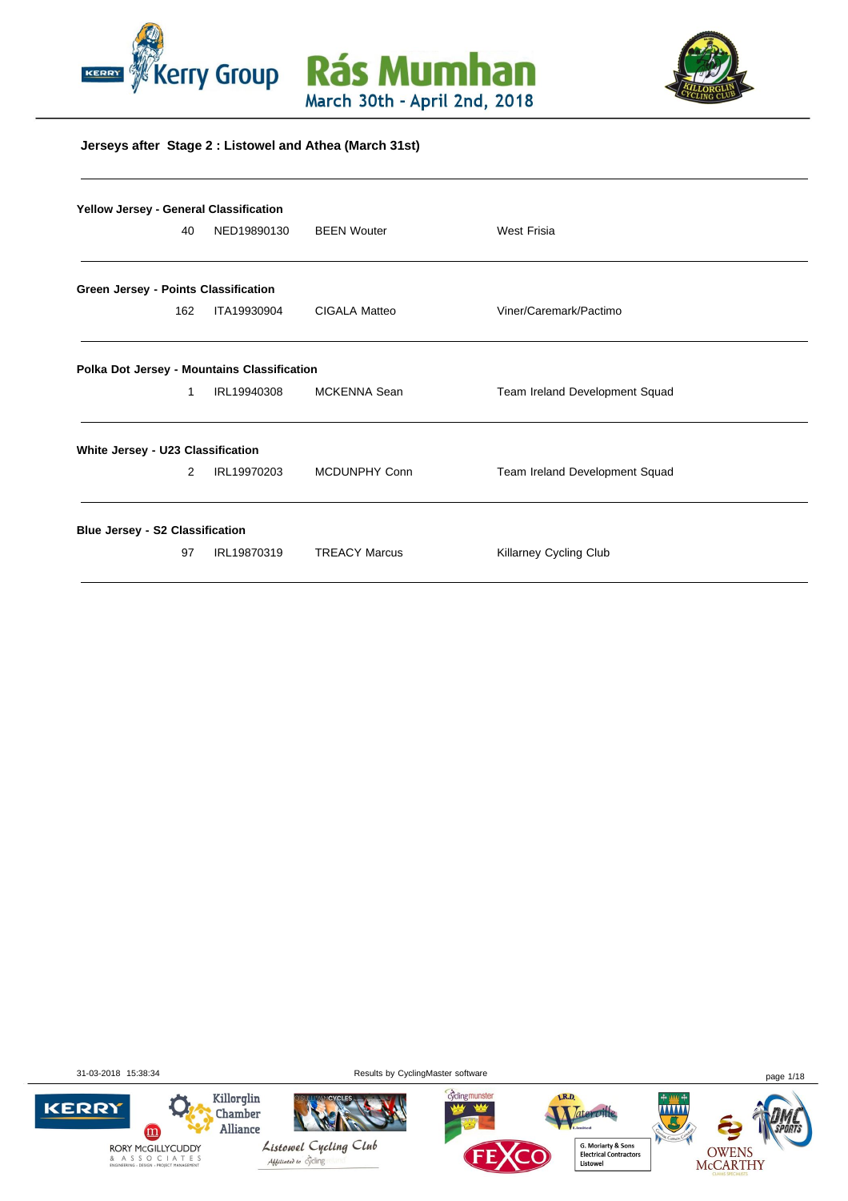# Rás Mumhan

March 30th - April 2nd, 2018

## Jerseys after Stage 2 : Listowel and Athea (March 31st)

### Yellow Jersey - General Classification

| 40 | NED19890130 | BEEN Wouter | West Frisia |
|---|---|---|---|

### Green Jersey - Points Classification

| 162 | ITA19930904 | CIGALA Matteo | Viner/Caremark/Pactimo |
|---|---|---|---|

### Polka Dot Jersey - Mountains Classification

| 1 | IRL19940308 | MCKENNA Sean | Team Ireland Development Squad |
|---|---|---|---|

### White Jersey - U23 Classification

| 2 | IRL19970203 | MCDUNPHY Conn | Team Ireland Development Squad |
|---|---|---|---|

### Blue Jersey - S2 Classification

| 97 | IRL19870319 | TREACY Marcus | Killarney Cycling Club |
|---|---|---|---|

31-03-2018 15:38:34

Results by CyclingMaster software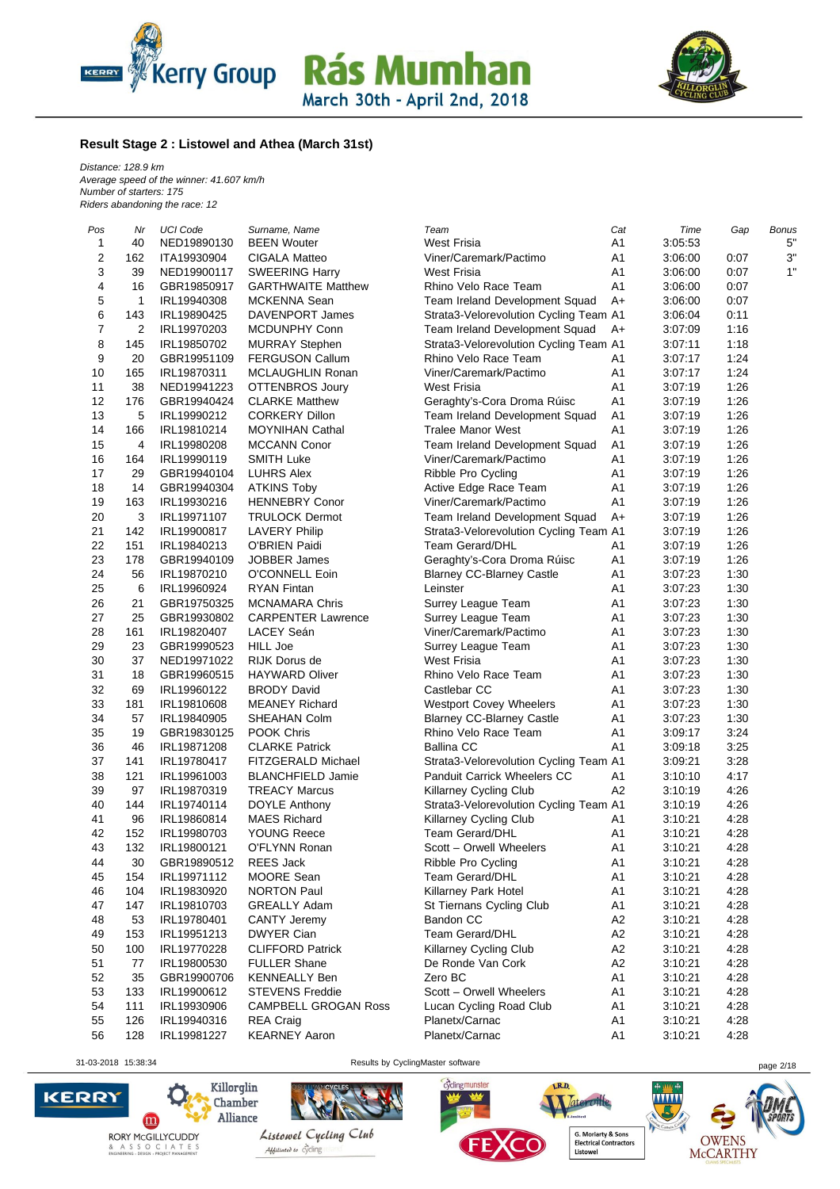### Result Stage 2 : Listowel and Athea (March 31st)

*Distance: 128.9 km*
*Average speed of the winner: 41.607 km/h*
*Number of starters: 175*
*Riders abandoning the race: 12*

| Pos | Nr | UCI Code | Surname, Name | Team | Cat | Time | Gap | Bonus |
|---|---|---|---|---|---|---|---|---|
| 1 | 40 | NED19890130 | BEEN Wouter | West Frisia | A1 | 3:05:53 | | 5" |
| 2 | 162 | ITA19930904 | CIGALA Matteo | Viner/Caremark/Pactimo | A1 | 3:06:00 | 0:07 | 3" |
| 3 | 39 | NED19900117 | SWEERING Harry | West Frisia | A1 | 3:06:00 | 0:07 | 1" |
| 4 | 16 | GBR19850917 | GARTHWAITE Matthew | Rhino Velo Race Team | A1 | 3:06:00 | 0:07 | |
| 5 | 1 | IRL19940308 | MCKENNA Sean | Team Ireland Development Squad | A+ | 3:06:00 | 0:07 | |
| 6 | 143 | IRL19890425 | DAVENPORT James | Strata3-Velorevolution Cycling Team | A1 | 3:06:04 | 0:11 | |
| 7 | 2 | IRL19970203 | MCDUNPHY Conn | Team Ireland Development Squad | A+ | 3:07:09 | 1:16 | |
| 8 | 145 | IRL19850702 | MURRAY Stephen | Strata3-Velorevolution Cycling Team | A1 | 3:07:11 | 1:18 | |
| 9 | 20 | GBR19951109 | FERGUSON Callum | Rhino Velo Race Team | A1 | 3:07:17 | 1:24 | |
| 10 | 165 | IRL19870311 | MCLAUGHLIN Ronan | Viner/Caremark/Pactimo | A1 | 3:07:17 | 1:24 | |
| 11 | 38 | NED19941223 | OTTENBROS Joury | West Frisia | A1 | 3:07:19 | 1:26 | |
| 12 | 176 | GBR19940424 | CLARKE Matthew | Geraghty's-Cora Droma Rúisc | A1 | 3:07:19 | 1:26 | |
| 13 | 5 | IRL19990212 | CORKERY Dillon | Team Ireland Development Squad | A1 | 3:07:19 | 1:26 | |
| 14 | 166 | IRL19810214 | MOYNIHAN Cathal | Tralee Manor West | A1 | 3:07:19 | 1:26 | |
| 15 | 4 | IRL19980208 | MCCANN Conor | Team Ireland Development Squad | A1 | 3:07:19 | 1:26 | |
| 16 | 164 | IRL19990119 | SMITH Luke | Viner/Caremark/Pactimo | A1 | 3:07:19 | 1:26 | |
| 17 | 29 | GBR19940104 | LUHRS Alex | Ribble Pro Cycling | A1 | 3:07:19 | 1:26 | |
| 18 | 14 | GBR19940304 | ATKINS Toby | Active Edge Race Team | A1 | 3:07:19 | 1:26 | |
| 19 | 163 | IRL19930216 | HENNEBRY Conor | Viner/Caremark/Pactimo | A1 | 3:07:19 | 1:26 | |
| 20 | 3 | IRL19971107 | TRULOCK Dermot | Team Ireland Development Squad | A+ | 3:07:19 | 1:26 | |
| 21 | 142 | IRL19900817 | LAVERY Philip | Strata3-Velorevolution Cycling Team | A1 | 3:07:19 | 1:26 | |
| 22 | 151 | IRL19840213 | O'BRIEN Paidi | Team Gerard/DHL | A1 | 3:07:19 | 1:26 | |
| 23 | 178 | GBR19940109 | JOBBER James | Geraghty's-Cora Droma Rúisc | A1 | 3:07:19 | 1:26 | |
| 24 | 56 | IRL19870210 | O'CONNELL Eoin | Blarney CC-Blarney Castle | A1 | 3:07:23 | 1:30 | |
| 25 | 6 | IRL19960924 | RYAN Fintan | Leinster | A1 | 3:07:23 | 1:30 | |
| 26 | 21 | GBR19750325 | MCNAMARA Chris | Surrey League Team | A1 | 3:07:23 | 1:30 | |
| 27 | 25 | GBR19930802 | CARPENTER Lawrence | Surrey League Team | A1 | 3:07:23 | 1:30 | |
| 28 | 161 | IRL19820407 | LACEY Seán | Viner/Caremark/Pactimo | A1 | 3:07:23 | 1:30 | |
| 29 | 23 | GBR19990523 | HILL Joe | Surrey League Team | A1 | 3:07:23 | 1:30 | |
| 30 | 37 | NED19971022 | RIJK Dorus de | West Frisia | A1 | 3:07:23 | 1:30 | |
| 31 | 18 | GBR19960515 | HAYWARD Oliver | Rhino Velo Race Team | A1 | 3:07:23 | 1:30 | |
| 32 | 69 | IRL19960122 | BRODY David | Castlebar CC | A1 | 3:07:23 | 1:30 | |
| 33 | 181 | IRL19810608 | MEANEY Richard | Westport Covey Wheelers | A1 | 3:07:23 | 1:30 | |
| 34 | 57 | IRL19840905 | SHEAHAN Colm | Blarney CC-Blarney Castle | A1 | 3:07:23 | 1:30 | |
| 35 | 19 | GBR19830125 | POOK Chris | Rhino Velo Race Team | A1 | 3:09:17 | 3:24 | |
| 36 | 46 | IRL19871208 | CLARKE Patrick | Ballina CC | A1 | 3:09:18 | 3:25 | |
| 37 | 141 | IRL19780417 | FITZGERALD Michael | Strata3-Velorevolution Cycling Team | A1 | 3:09:21 | 3:28 | |
| 38 | 121 | IRL19961003 | BLANCHFIELD Jamie | Panduit Carrick Wheelers CC | A1 | 3:10:10 | 4:17 | |
| 39 | 97 | IRL19870319 | TREACY Marcus | Killarney Cycling Club | A2 | 3:10:19 | 4:26 | |
| 40 | 144 | IRL19740114 | DOYLE Anthony | Strata3-Velorevolution Cycling Team | A1 | 3:10:19 | 4:26 | |
| 41 | 96 | IRL19860814 | MAES Richard | Killarney Cycling Club | A1 | 3:10:21 | 4:28 | |
| 42 | 152 | IRL19980703 | YOUNG Reece | Team Gerard/DHL | A1 | 3:10:21 | 4:28 | |
| 43 | 132 | IRL19800121 | O'FLYNN Ronan | Scott – Orwell Wheelers | A1 | 3:10:21 | 4:28 | |
| 44 | 30 | GBR19890512 | REES Jack | Ribble Pro Cycling | A1 | 3:10:21 | 4:28 | |
| 45 | 154 | IRL19971112 | MOORE Sean | Team Gerard/DHL | A1 | 3:10:21 | 4:28 | |
| 46 | 104 | IRL19830920 | NORTON Paul | Killarney Park Hotel | A1 | 3:10:21 | 4:28 | |
| 47 | 147 | IRL19810703 | GREALLY Adam | St Tiernans Cycling Club | A1 | 3:10:21 | 4:28 | |
| 48 | 53 | IRL19780401 | CANTY Jeremy | Bandon CC | A2 | 3:10:21 | 4:28 | |
| 49 | 153 | IRL19951213 | DWYER Cian | Team Gerard/DHL | A2 | 3:10:21 | 4:28 | |
| 50 | 100 | IRL19770228 | CLIFFORD Patrick | Killarney Cycling Club | A2 | 3:10:21 | 4:28 | |
| 51 | 77 | IRL19800530 | FULLER Shane | De Ronde Van Cork | A2 | 3:10:21 | 4:28 | |
| 52 | 35 | GBR19900706 | KENNEALLY Ben | Zero BC | A1 | 3:10:21 | 4:28 | |
| 53 | 133 | IRL19900612 | STEVENS Freddie | Scott – Orwell Wheelers | A1 | 3:10:21 | 4:28 | |
| 54 | 111 | IRL19930906 | CAMPBELL GROGAN Ross | Lucan Cycling Road Club | A1 | 3:10:21 | 4:28 | |
| 55 | 126 | IRL19940316 | REA Craig | Planetx/Carnac | A1 | 3:10:21 | 4:28 | |
| 56 | 128 | IRL19981227 | KEARNEY Aaron | Planetx/Carnac | A1 | 3:10:21 | 4:28 | |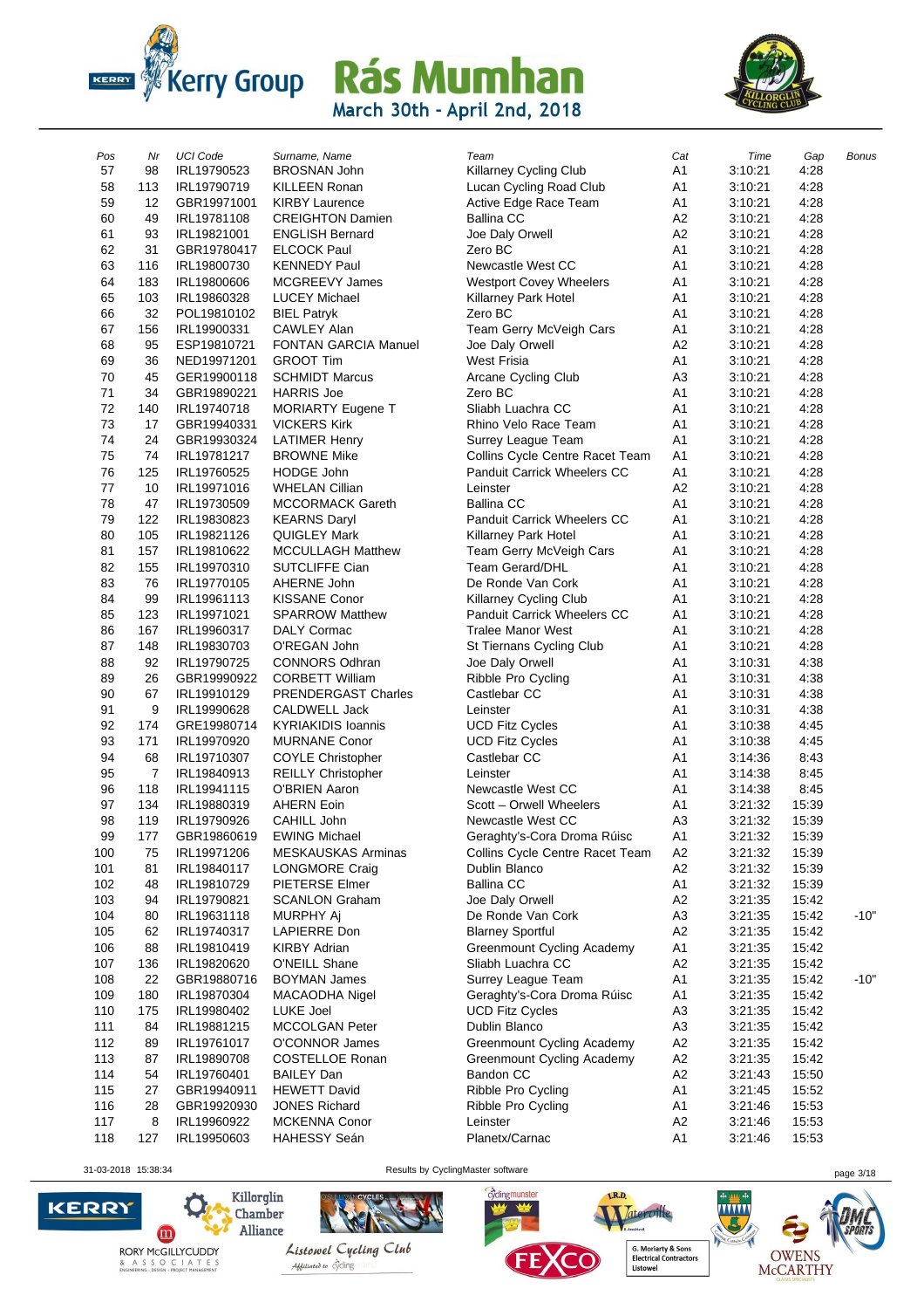# Kerry Group Rás Mumhan

March 30th - April 2nd, 2018

| Pos | Nr | UCI Code | Surname, Name | Team | Cat | Time | Gap | Bonus |
|---|---|---|---|---|---|---|---|---|
| 57 | 98 | IRL19790523 | BROSNAN John | Killarney Cycling Club | A1 | 3:10:21 | 4:28 | |
| 58 | 113 | IRL19790719 | KILLEEN Ronan | Lucan Cycling Road Club | A1 | 3:10:21 | 4:28 | |
| 59 | 12 | GBR19971001 | KIRBY Laurence | Active Edge Race Team | A1 | 3:10:21 | 4:28 | |
| 60 | 49 | IRL19781108 | CREIGHTON Damien | Ballina CC | A2 | 3:10:21 | 4:28 | |
| 61 | 93 | IRL19821001 | ENGLISH Bernard | Joe Daly Orwell | A2 | 3:10:21 | 4:28 | |
| 62 | 31 | GBR19780417 | ELCOCK Paul | Zero BC | A1 | 3:10:21 | 4:28 | |
| 63 | 116 | IRL19800730 | KENNEDY Paul | Newcastle West CC | A1 | 3:10:21 | 4:28 | |
| 64 | 183 | IRL19800606 | MCGREEVY James | Westport Covey Wheelers | A1 | 3:10:21 | 4:28 | |
| 65 | 103 | IRL19860328 | LUCEY Michael | Killarney Park Hotel | A1 | 3:10:21 | 4:28 | |
| 66 | 32 | POL19810102 | BIEL Patryk | Zero BC | A1 | 3:10:21 | 4:28 | |
| 67 | 156 | IRL19900331 | CAWLEY Alan | Team Gerry McVeigh Cars | A1 | 3:10:21 | 4:28 | |
| 68 | 95 | ESP19810721 | FONTAN GARCIA Manuel | Joe Daly Orwell | A2 | 3:10:21 | 4:28 | |
| 69 | 36 | NED19971201 | GROOT Tim | West Frisia | A1 | 3:10:21 | 4:28 | |
| 70 | 45 | GER19900118 | SCHMIDT Marcus | Arcane Cycling Club | A3 | 3:10:21 | 4:28 | |
| 71 | 34 | GBR19890221 | HARRIS Joe | Zero BC | A1 | 3:10:21 | 4:28 | |
| 72 | 140 | IRL19740718 | MORIARTY Eugene T | Sliabh Luachra CC | A1 | 3:10:21 | 4:28 | |
| 73 | 17 | GBR19940331 | VICKERS Kirk | Rhino Velo Race Team | A1 | 3:10:21 | 4:28 | |
| 74 | 24 | GBR19930324 | LATIMER Henry | Surrey League Team | A1 | 3:10:21 | 4:28 | |
| 75 | 74 | IRL19781217 | BROWNE Mike | Collins Cycle Centre Racet Team | A1 | 3:10:21 | 4:28 | |
| 76 | 125 | IRL19760525 | HODGE John | Panduit Carrick Wheelers CC | A1 | 3:10:21 | 4:28 | |
| 77 | 10 | IRL19971016 | WHELAN Cillian | Leinster | A2 | 3:10:21 | 4:28 | |
| 78 | 47 | IRL19730509 | MCCORMACK Gareth | Ballina CC | A1 | 3:10:21 | 4:28 | |
| 79 | 122 | IRL19830823 | KEARNS Daryl | Panduit Carrick Wheelers CC | A1 | 3:10:21 | 4:28 | |
| 80 | 105 | IRL19821126 | QUIGLEY Mark | Killarney Park Hotel | A1 | 3:10:21 | 4:28 | |
| 81 | 157 | IRL19810622 | MCCULLAGH Matthew | Team Gerry McVeigh Cars | A1 | 3:10:21 | 4:28 | |
| 82 | 155 | IRL19970310 | SUTCLIFFE Cian | Team Gerard/DHL | A1 | 3:10:21 | 4:28 | |
| 83 | 76 | IRL19770105 | AHERNE John | De Ronde Van Cork | A1 | 3:10:21 | 4:28 | |
| 84 | 99 | IRL19961113 | KISSANE Conor | Killarney Cycling Club | A1 | 3:10:21 | 4:28 | |
| 85 | 123 | IRL19971021 | SPARROW Matthew | Panduit Carrick Wheelers CC | A1 | 3:10:21 | 4:28 | |
| 86 | 167 | IRL19960317 | DALY Cormac | Tralee Manor West | A1 | 3:10:21 | 4:28 | |
| 87 | 148 | IRL19830703 | O'REGAN John | St Tiernans Cycling Club | A1 | 3:10:21 | 4:28 | |
| 88 | 92 | IRL19790725 | CONNORS Odhran | Joe Daly Orwell | A1 | 3:10:31 | 4:38 | |
| 89 | 26 | GBR19990922 | CORBETT William | Ribble Pro Cycling | A1 | 3:10:31 | 4:38 | |
| 90 | 67 | IRL19910129 | PRENDERGAST Charles | Castlebar CC | A1 | 3:10:31 | 4:38 | |
| 91 | 9 | IRL19990628 | CALDWELL Jack | Leinster | A1 | 3:10:31 | 4:38 | |
| 92 | 174 | GRE19980714 | KYRIAKIDIS Ioannis | UCD Fitz Cycles | A1 | 3:10:38 | 4:45 | |
| 93 | 171 | IRL19970920 | MURNANE Conor | UCD Fitz Cycles | A1 | 3:10:38 | 4:45 | |
| 94 | 68 | IRL19710307 | COYLE Christopher | Castlebar CC | A1 | 3:14:36 | 8:43 | |
| 95 | 7 | IRL19840913 | REILLY Christopher | Leinster | A1 | 3:14:38 | 8:45 | |
| 96 | 118 | IRL19941115 | O'BRIEN Aaron | Newcastle West CC | A1 | 3:14:38 | 8:45 | |
| 97 | 134 | IRL19880319 | AHERN Eoin | Scott – Orwell Wheelers | A1 | 3:21:32 | 15:39 | |
| 98 | 119 | IRL19790926 | CAHILL John | Newcastle West CC | A3 | 3:21:32 | 15:39 | |
| 99 | 177 | GBR19860619 | EWING Michael | Geraghty's-Cora Droma Rúisc | A1 | 3:21:32 | 15:39 | |
| 100 | 75 | IRL19971206 | MESKAUSKAS Arminas | Collins Cycle Centre Racet Team | A2 | 3:21:32 | 15:39 | |
| 101 | 81 | IRL19840117 | LONGMORE Craig | Dublin Blanco | A2 | 3:21:32 | 15:39 | |
| 102 | 48 | IRL19810729 | PIETERSE Elmer | Ballina CC | A1 | 3:21:32 | 15:39 | |
| 103 | 94 | IRL19790821 | SCANLON Graham | Joe Daly Orwell | A2 | 3:21:35 | 15:42 | |
| 104 | 80 | IRL19631118 | MURPHY Aj | De Ronde Van Cork | A3 | 3:21:35 | 15:42 | -10" |
| 105 | 62 | IRL19740317 | LAPIERRE Don | Blarney Sportful | A2 | 3:21:35 | 15:42 | |
| 106 | 88 | IRL19810419 | KIRBY Adrian | Greenmount Cycling Academy | A1 | 3:21:35 | 15:42 | |
| 107 | 136 | IRL19820620 | O'NEILL Shane | Sliabh Luachra CC | A2 | 3:21:35 | 15:42 | |
| 108 | 22 | GBR19880716 | BOYMAN James | Surrey League Team | A1 | 3:21:35 | 15:42 | -10" |
| 109 | 180 | IRL19870304 | MACAODHA Nigel | Geraghty's-Cora Droma Rúisc | A1 | 3:21:35 | 15:42 | |
| 110 | 175 | IRL19980402 | LUKE Joel | UCD Fitz Cycles | A3 | 3:21:35 | 15:42 | |
| 111 | 84 | IRL19881215 | MCCOLGAN Peter | Dublin Blanco | A3 | 3:21:35 | 15:42 | |
| 112 | 89 | IRL19761017 | O'CONNOR James | Greenmount Cycling Academy | A2 | 3:21:35 | 15:42 | |
| 113 | 87 | IRL19890708 | COSTELLOE Ronan | Greenmount Cycling Academy | A2 | 3:21:35 | 15:42 | |
| 114 | 54 | IRL19760401 | BAILEY Dan | Bandon CC | A2 | 3:21:43 | 15:50 | |
| 115 | 27 | GBR19940911 | HEWETT David | Ribble Pro Cycling | A1 | 3:21:45 | 15:52 | |
| 116 | 28 | GBR19920930 | JONES Richard | Ribble Pro Cycling | A1 | 3:21:46 | 15:53 | |
| 117 | 8 | IRL19960922 | MCKENNA Conor | Leinster | A2 | 3:21:46 | 15:53 | |
| 118 | 127 | IRL19950603 | HAHESSY Seán | Planetx/Carnac | A1 | 3:21:46 | 15:53 | |

31-03-2018 15:38:34 Results by CyclingMaster software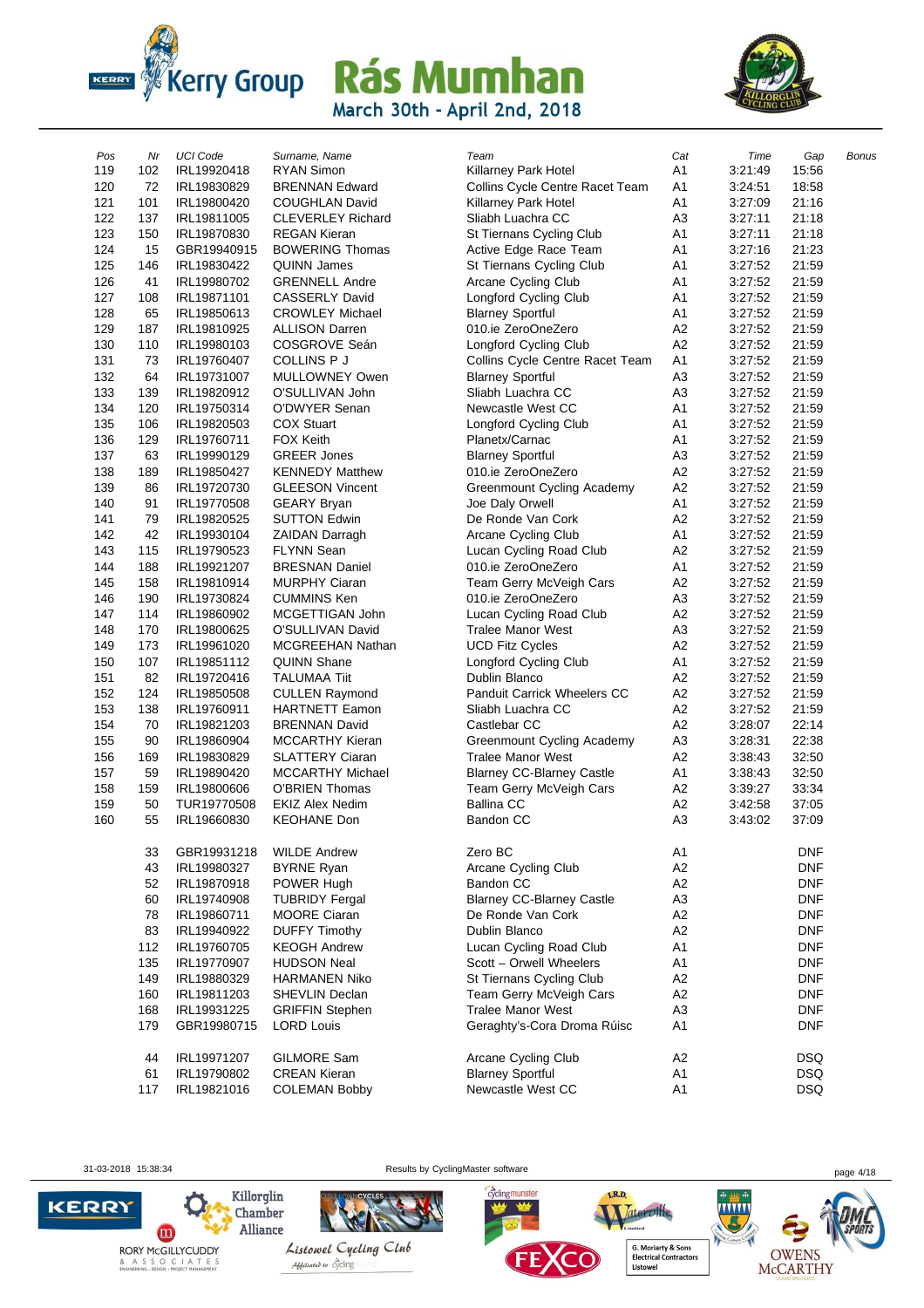# Kerry Group Rás Mumhan

March 30th - April 2nd, 2018

| Pos | Nr | UCI Code | Surname, Name | Team | Cat | Time | Gap | Bonus |
|---|---|---|---|---|---|---|---|---|
| 119 | 102 | IRL19920418 | RYAN Simon | Killarney Park Hotel | A1 | 3:21:49 | 15:56 | |
| 120 | 72 | IRL19830829 | BRENNAN Edward | Collins Cycle Centre Racet Team | A1 | 3:24:51 | 18:58 | |
| 121 | 101 | IRL19800420 | COUGHLAN David | Killarney Park Hotel | A1 | 3:27:09 | 21:16 | |
| 122 | 137 | IRL19811005 | CLEVERLEY Richard | Sliabh Luachra CC | A3 | 3:27:11 | 21:18 | |
| 123 | 150 | IRL19870830 | REGAN Kieran | St Tiernans Cycling Club | A1 | 3:27:11 | 21:18 | |
| 124 | 15 | GBR19940915 | BOWERING Thomas | Active Edge Race Team | A1 | 3:27:16 | 21:23 | |
| 125 | 146 | IRL19830422 | QUINN James | St Tiernans Cycling Club | A1 | 3:27:52 | 21:59 | |
| 126 | 41 | IRL19980702 | GRENNELL Andre | Arcane Cycling Club | A1 | 3:27:52 | 21:59 | |
| 127 | 108 | IRL19871101 | CASSERLY David | Longford Cycling Club | A1 | 3:27:52 | 21:59 | |
| 128 | 65 | IRL19850613 | CROWLEY Michael | Blarney Sportful | A1 | 3:27:52 | 21:59 | |
| 129 | 187 | IRL19810925 | ALLISON Darren | 010.ie ZeroOneZero | A2 | 3:27:52 | 21:59 | |
| 130 | 110 | IRL19980103 | COSGROVE Seán | Longford Cycling Club | A2 | 3:27:52 | 21:59 | |
| 131 | 73 | IRL19760407 | COLLINS P J | Collins Cycle Centre Racet Team | A1 | 3:27:52 | 21:59 | |
| 132 | 64 | IRL19731007 | MULLOWNEY Owen | Blarney Sportful | A3 | 3:27:52 | 21:59 | |
| 133 | 139 | IRL19820912 | O'SULLIVAN John | Sliabh Luachra CC | A3 | 3:27:52 | 21:59 | |
| 134 | 120 | IRL19750314 | O'DWYER Senan | Newcastle West CC | A1 | 3:27:52 | 21:59 | |
| 135 | 106 | IRL19820503 | COX Stuart | Longford Cycling Club | A1 | 3:27:52 | 21:59 | |
| 136 | 129 | IRL19760711 | FOX Keith | Planetx/Carnac | A1 | 3:27:52 | 21:59 | |
| 137 | 63 | IRL19990129 | GREER Jones | Blarney Sportful | A3 | 3:27:52 | 21:59 | |
| 138 | 189 | IRL19850427 | KENNEDY Matthew | 010.ie ZeroOneZero | A2 | 3:27:52 | 21:59 | |
| 139 | 86 | IRL19720730 | GLEESON Vincent | Greenmount Cycling Academy | A2 | 3:27:52 | 21:59 | |
| 140 | 91 | IRL19770508 | GEARY Bryan | Joe Daly Orwell | A1 | 3:27:52 | 21:59 | |
| 141 | 79 | IRL19820525 | SUTTON Edwin | De Ronde Van Cork | A2 | 3:27:52 | 21:59 | |
| 142 | 42 | IRL19930104 | ZAIDAN Darragh | Arcane Cycling Club | A1 | 3:27:52 | 21:59 | |
| 143 | 115 | IRL19790523 | FLYNN Sean | Lucan Cycling Road Club | A2 | 3:27:52 | 21:59 | |
| 144 | 188 | IRL19921207 | BRESNAN Daniel | 010.ie ZeroOneZero | A1 | 3:27:52 | 21:59 | |
| 145 | 158 | IRL19810914 | MURPHY Ciaran | Team Gerry McVeigh Cars | A2 | 3:27:52 | 21:59 | |
| 146 | 190 | IRL19730824 | CUMMINS Ken | 010.ie ZeroOneZero | A3 | 3:27:52 | 21:59 | |
| 147 | 114 | IRL19860902 | MCGETTIGAN John | Lucan Cycling Road Club | A2 | 3:27:52 | 21:59 | |
| 148 | 170 | IRL19800625 | O'SULLIVAN David | Tralee Manor West | A3 | 3:27:52 | 21:59 | |
| 149 | 173 | IRL19961020 | MCGREEHAN Nathan | UCD Fitz Cycles | A2 | 3:27:52 | 21:59 | |
| 150 | 107 | IRL19851112 | QUINN Shane | Longford Cycling Club | A1 | 3:27:52 | 21:59 | |
| 151 | 82 | IRL19720416 | TALUMAA Tiit | Dublin Blanco | A2 | 3:27:52 | 21:59 | |
| 152 | 124 | IRL19850508 | CULLEN Raymond | Panduit Carrick Wheelers CC | A2 | 3:27:52 | 21:59 | |
| 153 | 138 | IRL19760911 | HARTNETT Eamon | Sliabh Luachra CC | A2 | 3:27:52 | 21:59 | |
| 154 | 70 | IRL19821203 | BRENNAN David | Castlebar CC | A2 | 3:28:07 | 22:14 | |
| 155 | 90 | IRL19860904 | MCCARTHY Kieran | Greenmount Cycling Academy | A3 | 3:28:31 | 22:38 | |
| 156 | 169 | IRL19830829 | SLATTERY Ciaran | Tralee Manor West | A2 | 3:38:43 | 32:50 | |
| 157 | 59 | IRL19890420 | MCCARTHY Michael | Blarney CC-Blarney Castle | A1 | 3:38:43 | 32:50 | |
| 158 | 159 | IRL19800606 | O'BRIEN Thomas | Team Gerry McVeigh Cars | A2 | 3:39:27 | 33:34 | |
| 159 | 50 | TUR19770508 | EKIZ Alex Nedim | Ballina CC | A2 | 3:42:58 | 37:05 | |
| 160 | 55 | IRL19660830 | KEOHANE Don | Bandon CC | A3 | 3:43:02 | 37:09 | |
| | 33 | GBR19931218 | WILDE Andrew | Zero BC | A1 | | DNF | |
| | 43 | IRL19980327 | BYRNE Ryan | Arcane Cycling Club | A2 | | DNF | |
| | 52 | IRL19870918 | POWER Hugh | Bandon CC | A2 | | DNF | |
| | 60 | IRL19740908 | TUBRIDY Fergal | Blarney CC-Blarney Castle | A3 | | DNF | |
| | 78 | IRL19860711 | MOORE Ciaran | De Ronde Van Cork | A2 | | DNF | |
| | 83 | IRL19940922 | DUFFY Timothy | Dublin Blanco | A2 | | DNF | |
| | 112 | IRL19760705 | KEOGH Andrew | Lucan Cycling Road Club | A1 | | DNF | |
| | 135 | IRL19770907 | HUDSON Neal | Scott – Orwell Wheelers | A1 | | DNF | |
| | 149 | IRL19880329 | HARMANEN Niko | St Tiernans Cycling Club | A2 | | DNF | |
| | 160 | IRL19811203 | SHEVLIN Declan | Team Gerry McVeigh Cars | A2 | | DNF | |
| | 168 | IRL19931225 | GRIFFIN Stephen | Tralee Manor West | A3 | | DNF | |
| | 179 | GBR19980715 | LORD Louis | Geraghty's-Cora Droma Rúisc | A1 | | DNF | |
| | 44 | IRL19971207 | GILMORE Sam | Arcane Cycling Club | A2 | | DSQ | |
| | 61 | IRL19790802 | CREAN Kieran | Blarney Sportful | A1 | | DSQ | |
| | 117 | IRL19821016 | COLEMAN Bobby | Newcastle West CC | A1 | | DSQ | |

31-03-2018 15:38:34 Results by CyclingMaster software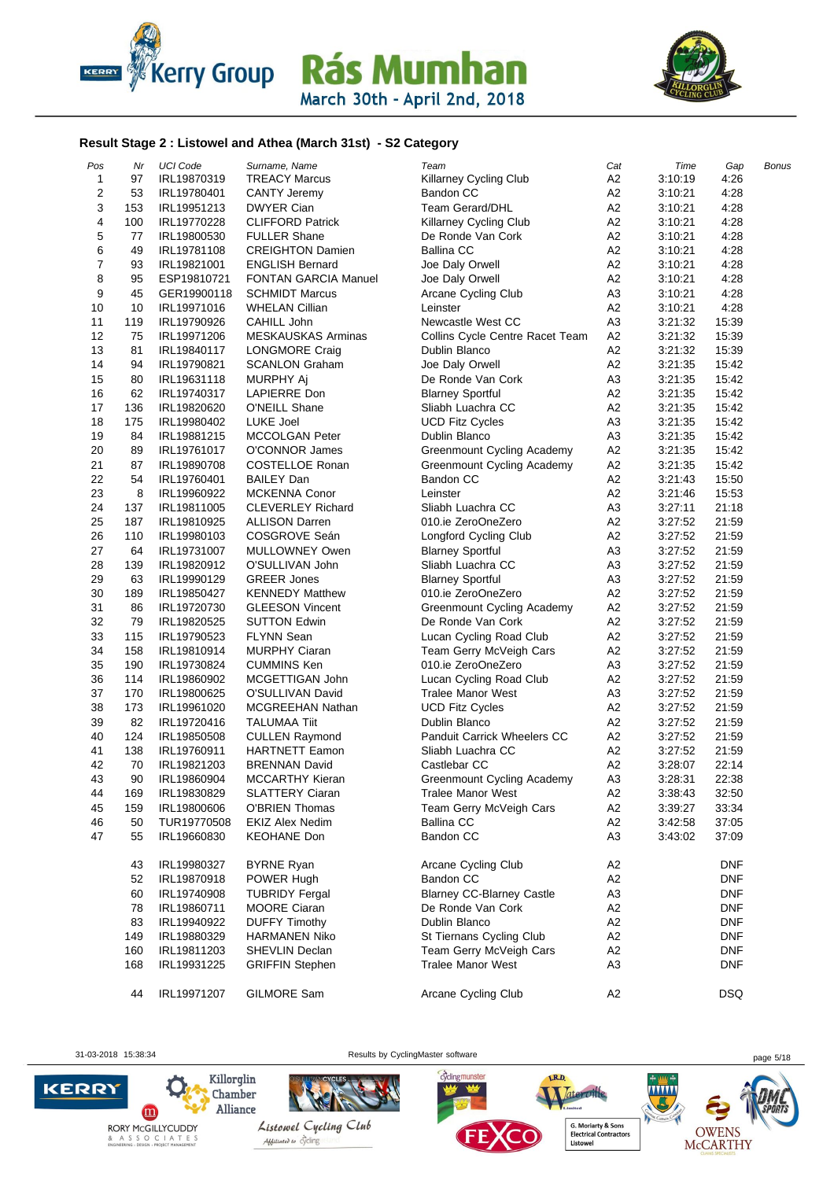Kerry Group Rás Mumhan
March 30th - April 2nd, 2018

### Result Stage 2 : Listowel and Athea (March 31st) - S2 Category

| Pos | Nr | UCI Code | Surname, Name | Team | Cat | Time | Gap | Bonus |
|---|---|---|---|---|---|---|---|---|
| 1 | 97 | IRL19870319 | TREACY Marcus | Killarney Cycling Club | A2 | 3:10:19 | 4:26 | |
| 2 | 53 | IRL19780401 | CANTY Jeremy | Bandon CC | A2 | 3:10:21 | 4:28 | |
| 3 | 153 | IRL19951213 | DWYER Cian | Team Gerard/DHL | A2 | 3:10:21 | 4:28 | |
| 4 | 100 | IRL19770228 | CLIFFORD Patrick | Killarney Cycling Club | A2 | 3:10:21 | 4:28 | |
| 5 | 77 | IRL19800530 | FULLER Shane | De Ronde Van Cork | A2 | 3:10:21 | 4:28 | |
| 6 | 49 | IRL19781108 | CREIGHTON Damien | Ballina CC | A2 | 3:10:21 | 4:28 | |
| 7 | 93 | IRL19821001 | ENGLISH Bernard | Joe Daly Orwell | A2 | 3:10:21 | 4:28 | |
| 8 | 95 | ESP19810721 | FONTAN GARCIA Manuel | Joe Daly Orwell | A2 | 3:10:21 | 4:28 | |
| 9 | 45 | GER19900118 | SCHMIDT Marcus | Arcane Cycling Club | A3 | 3:10:21 | 4:28 | |
| 10 | 10 | IRL19971016 | WHELAN Cillian | Leinster | A2 | 3:10:21 | 4:28 | |
| 11 | 119 | IRL19790926 | CAHILL John | Newcastle West CC | A3 | 3:21:32 | 15:39 | |
| 12 | 75 | IRL19971206 | MESKAUSKAS Arminas | Collins Cycle Centre Racet Team | A2 | 3:21:32 | 15:39 | |
| 13 | 81 | IRL19840117 | LONGMORE Craig | Dublin Blanco | A2 | 3:21:32 | 15:39 | |
| 14 | 94 | IRL19790821 | SCANLON Graham | Joe Daly Orwell | A2 | 3:21:35 | 15:42 | |
| 15 | 80 | IRL19631118 | MURPHY Aj | De Ronde Van Cork | A3 | 3:21:35 | 15:42 | |
| 16 | 62 | IRL19740317 | LAPIERRE Don | Blarney Sportful | A2 | 3:21:35 | 15:42 | |
| 17 | 136 | IRL19820620 | O'NEILL Shane | Sliabh Luachra CC | A2 | 3:21:35 | 15:42 | |
| 18 | 175 | IRL19980402 | LUKE Joel | UCD Fitz Cycles | A3 | 3:21:35 | 15:42 | |
| 19 | 84 | IRL19881215 | MCCOLGAN Peter | Dublin Blanco | A3 | 3:21:35 | 15:42 | |
| 20 | 89 | IRL19761017 | O'CONNOR James | Greenmount Cycling Academy | A2 | 3:21:35 | 15:42 | |
| 21 | 87 | IRL19890708 | COSTELLOE Ronan | Greenmount Cycling Academy | A2 | 3:21:35 | 15:42 | |
| 22 | 54 | IRL19760401 | BAILEY Dan | Bandon CC | A2 | 3:21:43 | 15:50 | |
| 23 | 8 | IRL19960922 | MCKENNA Conor | Leinster | A2 | 3:21:46 | 15:53 | |
| 24 | 137 | IRL19811005 | CLEVERLEY Richard | Sliabh Luachra CC | A3 | 3:27:11 | 21:18 | |
| 25 | 187 | IRL19810925 | ALLISON Darren | 010.ie ZeroOneZero | A2 | 3:27:52 | 21:59 | |
| 26 | 110 | IRL19980103 | COSGROVE Seán | Longford Cycling Club | A2 | 3:27:52 | 21:59 | |
| 27 | 64 | IRL19731007 | MULLOWNEY Owen | Blarney Sportful | A3 | 3:27:52 | 21:59 | |
| 28 | 139 | IRL19820912 | O'SULLIVAN John | Sliabh Luachra CC | A3 | 3:27:52 | 21:59 | |
| 29 | 63 | IRL19990129 | GREER Jones | Blarney Sportful | A3 | 3:27:52 | 21:59 | |
| 30 | 189 | IRL19850427 | KENNEDY Matthew | 010.ie ZeroOneZero | A2 | 3:27:52 | 21:59 | |
| 31 | 86 | IRL19720730 | GLEESON Vincent | Greenmount Cycling Academy | A2 | 3:27:52 | 21:59 | |
| 32 | 79 | IRL19820525 | SUTTON Edwin | De Ronde Van Cork | A2 | 3:27:52 | 21:59 | |
| 33 | 115 | IRL19790523 | FLYNN Sean | Lucan Cycling Road Club | A2 | 3:27:52 | 21:59 | |
| 34 | 158 | IRL19810914 | MURPHY Ciaran | Team Gerry McVeigh Cars | A2 | 3:27:52 | 21:59 | |
| 35 | 190 | IRL19730824 | CUMMINS Ken | 010.ie ZeroOneZero | A3 | 3:27:52 | 21:59 | |
| 36 | 114 | IRL19860902 | MCGETTIGAN John | Lucan Cycling Road Club | A2 | 3:27:52 | 21:59 | |
| 37 | 170 | IRL19800625 | O'SULLIVAN David | Tralee Manor West | A3 | 3:27:52 | 21:59 | |
| 38 | 173 | IRL19961020 | MCGREEHAN Nathan | UCD Fitz Cycles | A2 | 3:27:52 | 21:59 | |
| 39 | 82 | IRL19720416 | TALUMAA Tiit | Dublin Blanco | A2 | 3:27:52 | 21:59 | |
| 40 | 124 | IRL19850508 | CULLEN Raymond | Panduit Carrick Wheelers CC | A2 | 3:27:52 | 21:59 | |
| 41 | 138 | IRL19760911 | HARTNETT Eamon | Sliabh Luachra CC | A2 | 3:27:52 | 21:59 | |
| 42 | 70 | IRL19821203 | BRENNAN David | Castlebar CC | A2 | 3:28:07 | 22:14 | |
| 43 | 90 | IRL19860904 | MCCARTHY Kieran | Greenmount Cycling Academy | A3 | 3:28:31 | 22:38 | |
| 44 | 169 | IRL19830829 | SLATTERY Ciaran | Tralee Manor West | A2 | 3:38:43 | 32:50 | |
| 45 | 159 | IRL19800606 | O'BRIEN Thomas | Team Gerry McVeigh Cars | A2 | 3:39:27 | 33:34 | |
| 46 | 50 | TUR19770508 | EKIZ Alex Nedim | Ballina CC | A2 | 3:42:58 | 37:05 | |
| 47 | 55 | IRL19660830 | KEOHANE Don | Bandon CC | A3 | 3:43:02 | 37:09 | |
| | 43 | IRL19980327 | BYRNE Ryan | Arcane Cycling Club | A2 | | DNF | |
| | 52 | IRL19870918 | POWER Hugh | Bandon CC | A2 | | DNF | |
| | 60 | IRL19740908 | TUBRIDY Fergal | Blarney CC-Blarney Castle | A3 | | DNF | |
| | 78 | IRL19860711 | MOORE Ciaran | De Ronde Van Cork | A2 | | DNF | |
| | 83 | IRL19940922 | DUFFY Timothy | Dublin Blanco | A2 | | DNF | |
| | 149 | IRL19880329 | HARMANEN Niko | St Tiernans Cycling Club | A2 | | DNF | |
| | 160 | IRL19811203 | SHEVLIN Declan | Team Gerry McVeigh Cars | A2 | | DNF | |
| | 168 | IRL19931225 | GRIFFIN Stephen | Tralee Manor West | A3 | | DNF | |
| | 44 | IRL19971207 | GILMORE Sam | Arcane Cycling Club | A2 | | DSQ | |

31-03-2018 15:38:34 Results by CyclingMaster software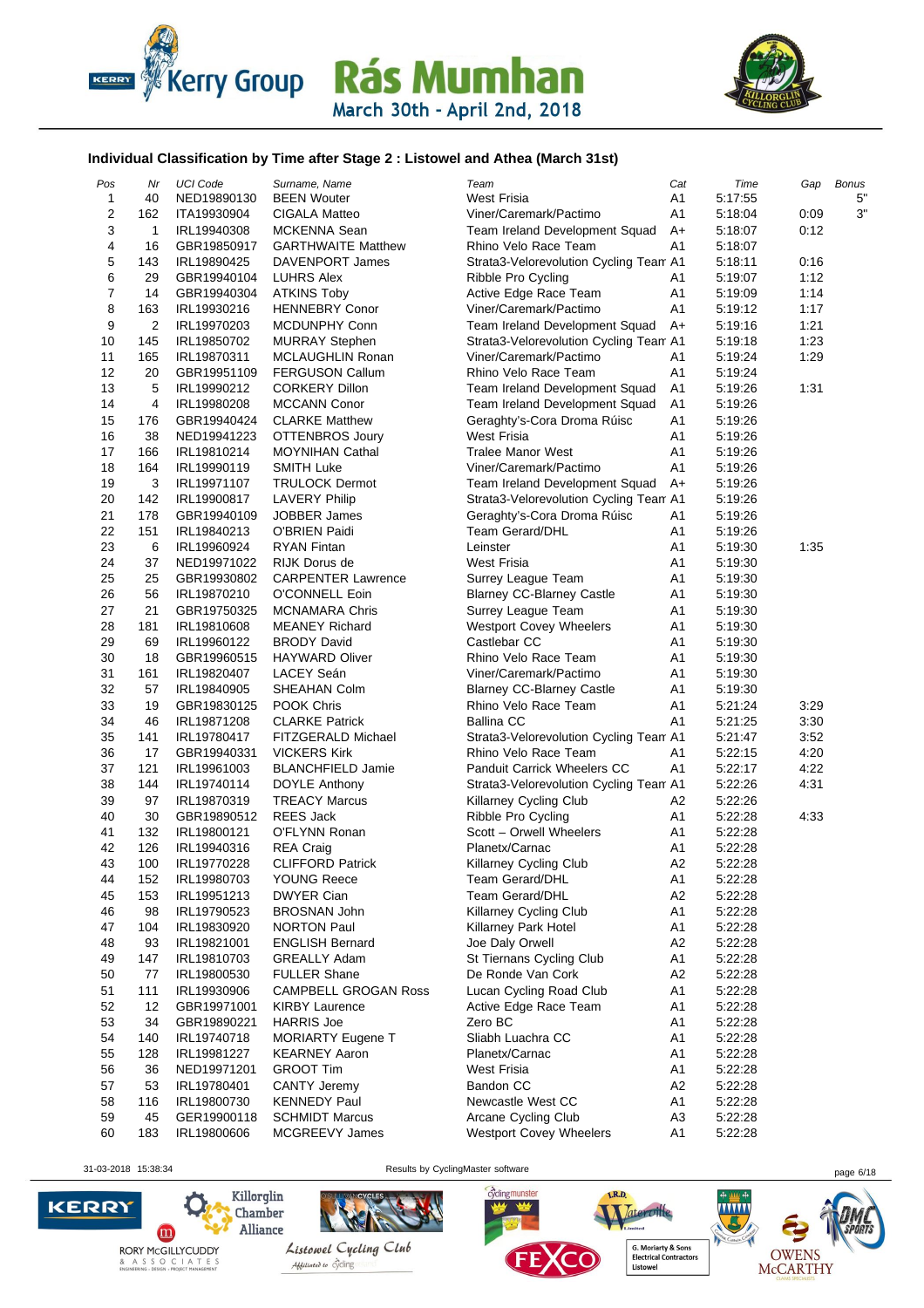## Individual Classification by Time after Stage 2 : Listowel and Athea (March 31st)

| Pos | Nr | UCI Code | Surname, Name | Team | Cat | Time | Gap | Bonus |
|---|---|---|---|---|---|---|---|---|
| 1 | 40 | NED19890130 | BEEN Wouter | West Frisia | A1 | 5:17:55 | | 5" |
| 2 | 162 | ITA19930904 | CIGALA Matteo | Viner/Caremark/Pactimo | A1 | 5:18:04 | 0:09 | 3" |
| 3 | 1 | IRL19940308 | MCKENNA Sean | Team Ireland Development Squad | A+ | 5:18:07 | 0:12 | |
| 4 | 16 | GBR19850917 | GARTHWAITE Matthew | Rhino Velo Race Team | A1 | 5:18:07 | | |
| 5 | 143 | IRL19890425 | DAVENPORT James | Strata3-Velorevolution Cycling Team | A1 | 5:18:11 | 0:16 | |
| 6 | 29 | GBR19940104 | LUHRS Alex | Ribble Pro Cycling | A1 | 5:19:07 | 1:12 | |
| 7 | 14 | GBR19940304 | ATKINS Toby | Active Edge Race Team | A1 | 5:19:09 | 1:14 | |
| 8 | 163 | IRL19930216 | HENNEBRY Conor | Viner/Caremark/Pactimo | A1 | 5:19:12 | 1:17 | |
| 9 | 2 | IRL19970203 | MCDUNPHY Conn | Team Ireland Development Squad | A+ | 5:19:16 | 1:21 | |
| 10 | 145 | IRL19850702 | MURRAY Stephen | Strata3-Velorevolution Cycling Team | A1 | 5:19:18 | 1:23 | |
| 11 | 165 | IRL19870311 | MCLAUGHLIN Ronan | Viner/Caremark/Pactimo | A1 | 5:19:24 | 1:29 | |
| 12 | 20 | GBR19951109 | FERGUSON Callum | Rhino Velo Race Team | A1 | 5:19:24 | | |
| 13 | 5 | IRL19990212 | CORKERY Dillon | Team Ireland Development Squad | A1 | 5:19:26 | 1:31 | |
| 14 | 4 | IRL19980208 | MCCANN Conor | Team Ireland Development Squad | A1 | 5:19:26 | | |
| 15 | 176 | GBR19940424 | CLARKE Matthew | Geraghty's-Cora Droma Rúisc | A1 | 5:19:26 | | |
| 16 | 38 | NED19941223 | OTTENBROS Joury | West Frisia | A1 | 5:19:26 | | |
| 17 | 166 | IRL19810214 | MOYNIHAN Cathal | Tralee Manor West | A1 | 5:19:26 | | |
| 18 | 164 | IRL19990119 | SMITH Luke | Viner/Caremark/Pactimo | A1 | 5:19:26 | | |
| 19 | 3 | IRL19971107 | TRULOCK Dermot | Team Ireland Development Squad | A+ | 5:19:26 | | |
| 20 | 142 | IRL19900817 | LAVERY Philip | Strata3-Velorevolution Cycling Team | A1 | 5:19:26 | | |
| 21 | 178 | GBR19940109 | JOBBER James | Geraghty's-Cora Droma Rúisc | A1 | 5:19:26 | | |
| 22 | 151 | IRL19840213 | O'BRIEN Paidi | Team Gerard/DHL | A1 | 5:19:26 | | |
| 23 | 6 | IRL19960924 | RYAN Fintan | Leinster | A1 | 5:19:30 | 1:35 | |
| 24 | 37 | NED19971022 | RIJK Dorus de | West Frisia | A1 | 5:19:30 | | |
| 25 | 25 | GBR19930802 | CARPENTER Lawrence | Surrey League Team | A1 | 5:19:30 | | |
| 26 | 56 | IRL19870210 | O'CONNELL Eoin | Blarney CC-Blarney Castle | A1 | 5:19:30 | | |
| 27 | 21 | GBR19750325 | MCNAMARA Chris | Surrey League Team | A1 | 5:19:30 | | |
| 28 | 181 | IRL19810608 | MEANEY Richard | Westport Covey Wheelers | A1 | 5:19:30 | | |
| 29 | 69 | IRL19960122 | BRODY David | Castlebar CC | A1 | 5:19:30 | | |
| 30 | 18 | GBR19960515 | HAYWARD Oliver | Rhino Velo Race Team | A1 | 5:19:30 | | |
| 31 | 161 | IRL19820407 | LACEY Seán | Viner/Caremark/Pactimo | A1 | 5:19:30 | | |
| 32 | 57 | IRL19840905 | SHEAHAN Colm | Blarney CC-Blarney Castle | A1 | 5:19:30 | | |
| 33 | 19 | GBR19830125 | POOK Chris | Rhino Velo Race Team | A1 | 5:21:24 | 3:29 | |
| 34 | 46 | IRL19871208 | CLARKE Patrick | Ballina CC | A1 | 5:21:25 | 3:30 | |
| 35 | 141 | IRL19780417 | FITZGERALD Michael | Strata3-Velorevolution Cycling Team | A1 | 5:21:47 | 3:52 | |
| 36 | 17 | GBR19940331 | VICKERS Kirk | Rhino Velo Race Team | A1 | 5:22:15 | 4:20 | |
| 37 | 121 | IRL19961003 | BLANCHFIELD Jamie | Panduit Carrick Wheelers CC | A1 | 5:22:17 | 4:22 | |
| 38 | 144 | IRL19740114 | DOYLE Anthony | Strata3-Velorevolution Cycling Team | A1 | 5:22:26 | 4:31 | |
| 39 | 97 | IRL19870319 | TREACY Marcus | Killarney Cycling Club | A2 | 5:22:26 | | |
| 40 | 30 | GBR19890512 | REES Jack | Ribble Pro Cycling | A1 | 5:22:28 | 4:33 | |
| 41 | 132 | IRL19800121 | O'FLYNN Ronan | Scott – Orwell Wheelers | A1 | 5:22:28 | | |
| 42 | 126 | IRL19940316 | REA Craig | Planetx/Carnac | A1 | 5:22:28 | | |
| 43 | 100 | IRL19770228 | CLIFFORD Patrick | Killarney Cycling Club | A2 | 5:22:28 | | |
| 44 | 152 | IRL19980703 | YOUNG Reece | Team Gerard/DHL | A1 | 5:22:28 | | |
| 45 | 153 | IRL19951213 | DWYER Cian | Team Gerard/DHL | A2 | 5:22:28 | | |
| 46 | 98 | IRL19790523 | BROSNAN John | Killarney Cycling Club | A1 | 5:22:28 | | |
| 47 | 104 | IRL19830920 | NORTON Paul | Killarney Park Hotel | A1 | 5:22:28 | | |
| 48 | 93 | IRL19821001 | ENGLISH Bernard | Joe Daly Orwell | A2 | 5:22:28 | | |
| 49 | 147 | IRL19810703 | GREALLY Adam | St Tiernans Cycling Club | A1 | 5:22:28 | | |
| 50 | 77 | IRL19800530 | FULLER Shane | De Ronde Van Cork | A2 | 5:22:28 | | |
| 51 | 111 | IRL19930906 | CAMPBELL GROGAN Ross | Lucan Cycling Road Club | A1 | 5:22:28 | | |
| 52 | 12 | GBR19971001 | KIRBY Laurence | Active Edge Race Team | A1 | 5:22:28 | | |
| 53 | 34 | GBR19890221 | HARRIS Joe | Zero BC | A1 | 5:22:28 | | |
| 54 | 140 | IRL19740718 | MORIARTY Eugene T | Sliabh Luachra CC | A1 | 5:22:28 | | |
| 55 | 128 | IRL19981227 | KEARNEY Aaron | Planetx/Carnac | A1 | 5:22:28 | | |
| 56 | 36 | NED19971201 | GROOT Tim | West Frisia | A1 | 5:22:28 | | |
| 57 | 53 | IRL19780401 | CANTY Jeremy | Bandon CC | A2 | 5:22:28 | | |
| 58 | 116 | IRL19800730 | KENNEDY Paul | Newcastle West CC | A1 | 5:22:28 | | |
| 59 | 45 | GER19900118 | SCHMIDT Marcus | Arcane Cycling Club | A3 | 5:22:28 | | |
| 60 | 183 | IRL19800606 | MCGREEVY James | Westport Covey Wheelers | A1 | 5:22:28 | | |

31-03-2018 15:38:34 Results by CyclingMaster software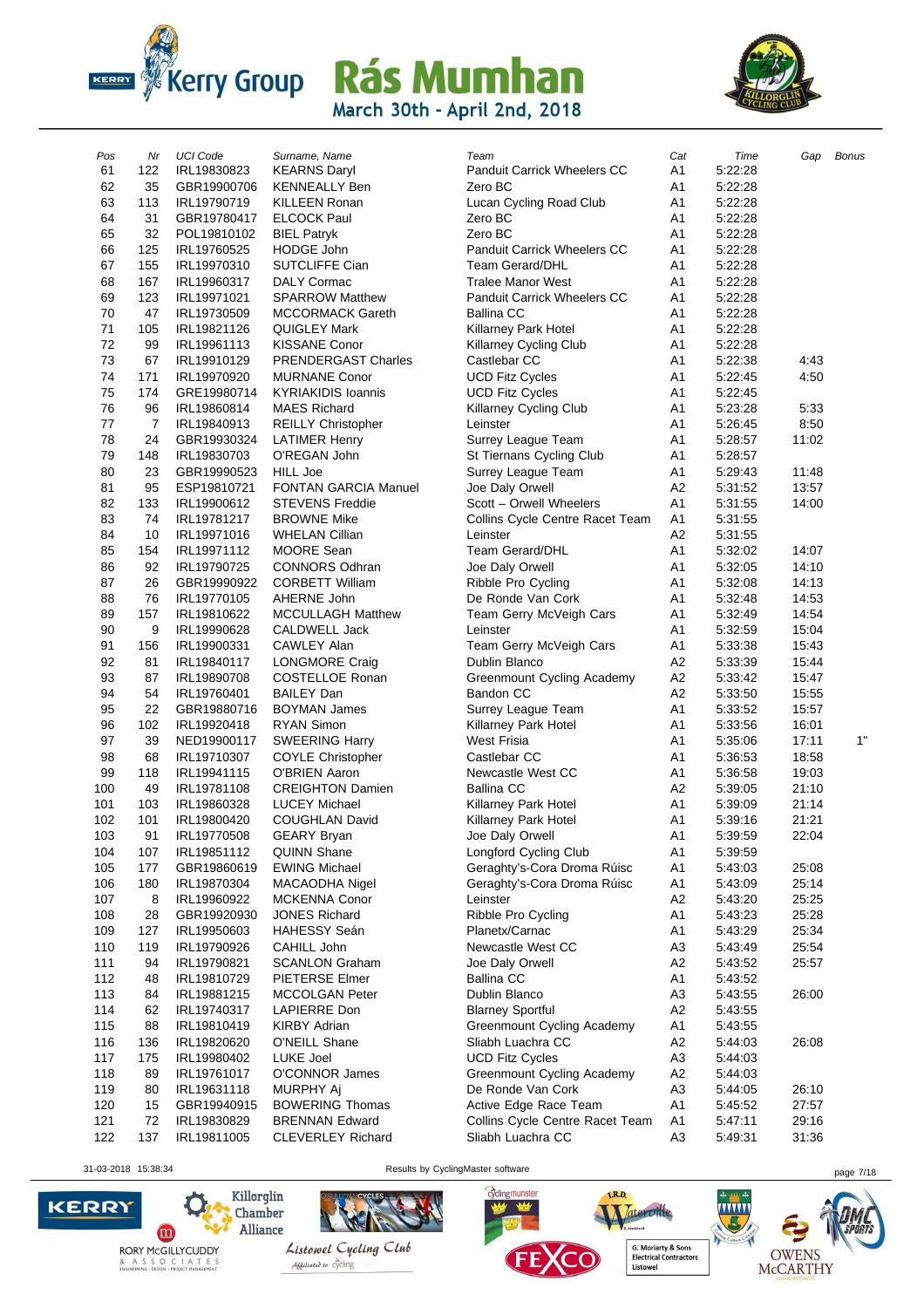# Kerry Group Rás Mumhan

March 30th - April 2nd, 2018

| Pos | Nr | UCI Code | Surname, Name | Team | Cat | Time | Gap | Bonus |
|---|---|---|---|---|---|---|---|---|
| 61 | 122 | IRL19830823 | KEARNS Daryl | Panduit Carrick Wheelers CC | A1 | 5:22:28 | | |
| 62 | 35 | GBR19900706 | KENNEALLY Ben | Zero BC | A1 | 5:22:28 | | |
| 63 | 113 | IRL19790719 | KILLEEN Ronan | Lucan Cycling Road Club | A1 | 5:22:28 | | |
| 64 | 31 | GBR19780417 | ELCOCK Paul | Zero BC | A1 | 5:22:28 | | |
| 65 | 32 | POL19810102 | BIEL Patryk | Zero BC | A1 | 5:22:28 | | |
| 66 | 125 | IRL19760525 | HODGE John | Panduit Carrick Wheelers CC | A1 | 5:22:28 | | |
| 67 | 155 | IRL19970310 | SUTCLIFFE Cian | Team Gerard/DHL | A1 | 5:22:28 | | |
| 68 | 167 | IRL19960317 | DALY Cormac | Tralee Manor West | A1 | 5:22:28 | | |
| 69 | 123 | IRL19971021 | SPARROW Matthew | Panduit Carrick Wheelers CC | A1 | 5:22:28 | | |
| 70 | 47 | IRL19730509 | MCCORMACK Gareth | Ballina CC | A1 | 5:22:28 | | |
| 71 | 105 | IRL19821126 | QUIGLEY Mark | Killarney Park Hotel | A1 | 5:22:28 | | |
| 72 | 99 | IRL19961113 | KISSANE Conor | Killarney Cycling Club | A1 | 5:22:28 | | |
| 73 | 67 | IRL19910129 | PRENDERGAST Charles | Castlebar CC | A1 | 5:22:38 | 4:43 | |
| 74 | 171 | IRL19970920 | MURNANE Conor | UCD Fitz Cycles | A1 | 5:22:45 | 4:50 | |
| 75 | 174 | GRE19980714 | KYRIAKIDIS Ioannis | UCD Fitz Cycles | A1 | 5:22:45 | | |
| 76 | 96 | IRL19860814 | MAES Richard | Killarney Cycling Club | A1 | 5:23:28 | 5:33 | |
| 77 | 7 | IRL19840913 | REILLY Christopher | Leinster | A1 | 5:26:45 | 8:50 | |
| 78 | 24 | GBR19930324 | LATIMER Henry | Surrey League Team | A1 | 5:28:57 | 11:02 | |
| 79 | 148 | IRL19830703 | O'REGAN John | St Tiernans Cycling Club | A1 | 5:28:57 | | |
| 80 | 23 | GBR19990523 | HILL Joe | Surrey League Team | A1 | 5:29:43 | 11:48 | |
| 81 | 95 | ESP19810721 | FONTAN GARCIA Manuel | Joe Daly Orwell | A2 | 5:31:52 | 13:57 | |
| 82 | 133 | IRL19900612 | STEVENS Freddie | Scott – Orwell Wheelers | A1 | 5:31:55 | 14:00 | |
| 83 | 74 | IRL19781217 | BROWNE Mike | Collins Cycle Centre Racet Team | A1 | 5:31:55 | | |
| 84 | 10 | IRL19971016 | WHELAN Cillian | Leinster | A2 | 5:31:55 | | |
| 85 | 154 | IRL19971112 | MOORE Sean | Team Gerard/DHL | A1 | 5:32:02 | 14:07 | |
| 86 | 92 | IRL19790725 | CONNORS Odhran | Joe Daly Orwell | A1 | 5:32:05 | 14:10 | |
| 87 | 26 | GBR19990922 | CORBETT William | Ribble Pro Cycling | A1 | 5:32:08 | 14:13 | |
| 88 | 76 | IRL19770105 | AHERNE John | De Ronde Van Cork | A1 | 5:32:48 | 14:53 | |
| 89 | 157 | IRL19810622 | MCCULLAGH Matthew | Team Gerry McVeigh Cars | A1 | 5:32:49 | 14:54 | |
| 90 | 9 | IRL19990628 | CALDWELL Jack | Leinster | A1 | 5:32:59 | 15:04 | |
| 91 | 156 | IRL19900331 | CAWLEY Alan | Team Gerry McVeigh Cars | A1 | 5:33:38 | 15:43 | |
| 92 | 81 | IRL19840117 | LONGMORE Craig | Dublin Blanco | A2 | 5:33:39 | 15:44 | |
| 93 | 87 | IRL19890708 | COSTELLOE Ronan | Greenmount Cycling Academy | A2 | 5:33:42 | 15:47 | |
| 94 | 54 | IRL19760401 | BAILEY Dan | Bandon CC | A2 | 5:33:50 | 15:55 | |
| 95 | 22 | GBR19880716 | BOYMAN James | Surrey League Team | A1 | 5:33:52 | 15:57 | |
| 96 | 102 | IRL19920418 | RYAN Simon | Killarney Park Hotel | A1 | 5:33:56 | 16:01 | |
| 97 | 39 | NED19900117 | SWEERING Harry | West Frisia | A1 | 5:35:06 | 17:11 | 1" |
| 98 | 68 | IRL19710307 | COYLE Christopher | Castlebar CC | A1 | 5:36:53 | 18:58 | |
| 99 | 118 | IRL19941115 | O'BRIEN Aaron | Newcastle West CC | A1 | 5:36:58 | 19:03 | |
| 100 | 49 | IRL19781108 | CREIGHTON Damien | Ballina CC | A2 | 5:39:05 | 21:10 | |
| 101 | 103 | IRL19860328 | LUCEY Michael | Killarney Park Hotel | A1 | 5:39:09 | 21:14 | |
| 102 | 101 | IRL19800420 | COUGHLAN David | Killarney Park Hotel | A1 | 5:39:16 | 21:21 | |
| 103 | 91 | IRL19770508 | GEARY Bryan | Joe Daly Orwell | A1 | 5:39:59 | 22:04 | |
| 104 | 107 | IRL19851112 | QUINN Shane | Longford Cycling Club | A1 | 5:39:59 | | |
| 105 | 177 | GBR19860619 | EWING Michael | Geraghty's-Cora Droma Rúisc | A1 | 5:43:03 | 25:08 | |
| 106 | 180 | IRL19870304 | MACAODHA Nigel | Geraghty's-Cora Droma Rúisc | A1 | 5:43:09 | 25:14 | |
| 107 | 8 | IRL19960922 | MCKENNA Conor | Leinster | A2 | 5:43:20 | 25:25 | |
| 108 | 28 | GBR19920930 | JONES Richard | Ribble Pro Cycling | A1 | 5:43:23 | 25:28 | |
| 109 | 127 | IRL19950603 | HAHESSY Seán | Planetx/Carnac | A1 | 5:43:29 | 25:34 | |
| 110 | 119 | IRL19790926 | CAHILL John | Newcastle West CC | A3 | 5:43:49 | 25:54 | |
| 111 | 94 | IRL19790821 | SCANLON Graham | Joe Daly Orwell | A2 | 5:43:52 | 25:57 | |
| 112 | 48 | IRL19810729 | PIETERSE Elmer | Ballina CC | A1 | 5:43:52 | | |
| 113 | 84 | IRL19881215 | MCCOLGAN Peter | Dublin Blanco | A3 | 5:43:55 | 26:00 | |
| 114 | 62 | IRL19740317 | LAPIERRE Don | Blarney Sportful | A2 | 5:43:55 | | |
| 115 | 88 | IRL19810419 | KIRBY Adrian | Greenmount Cycling Academy | A1 | 5:43:55 | | |
| 116 | 136 | IRL19820620 | O'NEILL Shane | Sliabh Luachra CC | A2 | 5:44:03 | 26:08 | |
| 117 | 175 | IRL19980402 | LUKE Joel | UCD Fitz Cycles | A3 | 5:44:03 | | |
| 118 | 89 | IRL19761017 | O'CONNOR James | Greenmount Cycling Academy | A2 | 5:44:03 | | |
| 119 | 80 | IRL19631118 | MURPHY Aj | De Ronde Van Cork | A3 | 5:44:05 | 26:10 | |
| 120 | 15 | GBR19940915 | BOWERING Thomas | Active Edge Race Team | A1 | 5:45:52 | 27:57 | |
| 121 | 72 | IRL19830829 | BRENNAN Edward | Collins Cycle Centre Racet Team | A1 | 5:47:11 | 29:16 | |
| 122 | 137 | IRL19811005 | CLEVERLEY Richard | Sliabh Luachra CC | A3 | 5:49:31 | 31:36 | |

31-03-2018 15:38:34 Results by CyclingMaster software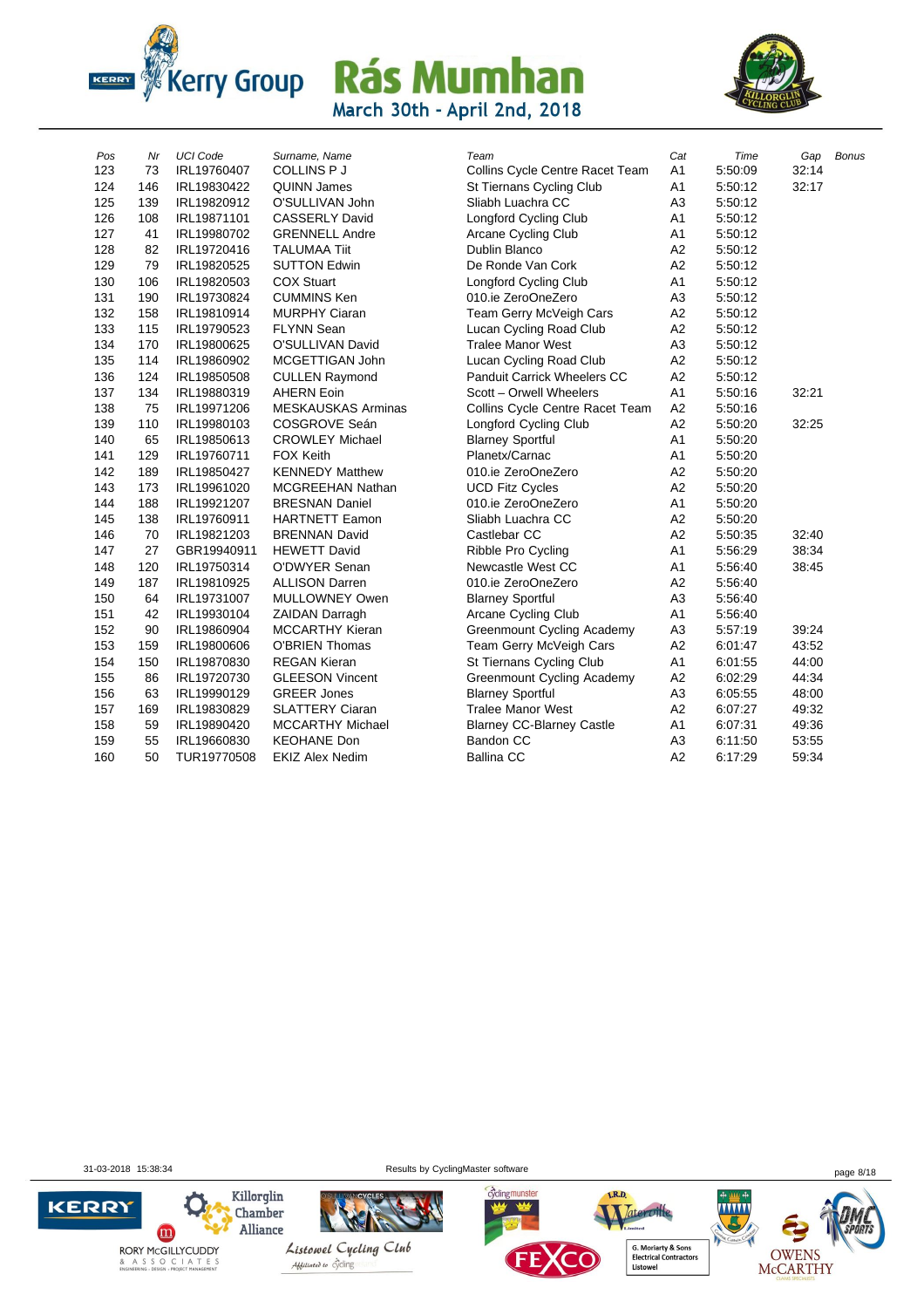# Kerry Group Rás Mumhan

March 30th - April 2nd, 2018

| Pos | Nr | UCI Code | Surname, Name | Team | Cat | Time | Gap | Bonus |
|---|---|---|---|---|---|---|---|---|
| 123 | 73 | IRL19760407 | COLLINS P J | Collins Cycle Centre Racet Team | A1 | 5:50:09 | 32:14 | |
| 124 | 146 | IRL19830422 | QUINN James | St Tiernans Cycling Club | A1 | 5:50:12 | 32:17 | |
| 125 | 139 | IRL19820912 | O'SULLIVAN John | Sliabh Luachra CC | A3 | 5:50:12 | | |
| 126 | 108 | IRL19871101 | CASSERLY David | Longford Cycling Club | A1 | 5:50:12 | | |
| 127 | 41 | IRL19980702 | GRENNELL Andre | Arcane Cycling Club | A1 | 5:50:12 | | |
| 128 | 82 | IRL19720416 | TALUMAA Tiit | Dublin Blanco | A2 | 5:50:12 | | |
| 129 | 79 | IRL19820525 | SUTTON Edwin | De Ronde Van Cork | A2 | 5:50:12 | | |
| 130 | 106 | IRL19820503 | COX Stuart | Longford Cycling Club | A1 | 5:50:12 | | |
| 131 | 190 | IRL19730824 | CUMMINS Ken | 010.ie ZeroOneZero | A3 | 5:50:12 | | |
| 132 | 158 | IRL19810914 | MURPHY Ciaran | Team Gerry McVeigh Cars | A2 | 5:50:12 | | |
| 133 | 115 | IRL19790523 | FLYNN Sean | Lucan Cycling Road Club | A2 | 5:50:12 | | |
| 134 | 170 | IRL19800625 | O'SULLIVAN David | Tralee Manor West | A3 | 5:50:12 | | |
| 135 | 114 | IRL19860902 | MCGETTIGAN John | Lucan Cycling Road Club | A2 | 5:50:12 | | |
| 136 | 124 | IRL19850508 | CULLEN Raymond | Panduit Carrick Wheelers CC | A2 | 5:50:12 | | |
| 137 | 134 | IRL19880319 | AHERN Eoin | Scott – Orwell Wheelers | A1 | 5:50:16 | 32:21 | |
| 138 | 75 | IRL19971206 | MESKAUSKAS Arminas | Collins Cycle Centre Racet Team | A2 | 5:50:16 | | |
| 139 | 110 | IRL19980103 | COSGROVE Seán | Longford Cycling Club | A2 | 5:50:20 | 32:25 | |
| 140 | 65 | IRL19850613 | CROWLEY Michael | Blarney Sportful | A1 | 5:50:20 | | |
| 141 | 129 | IRL19760711 | FOX Keith | Planetx/Carnac | A1 | 5:50:20 | | |
| 142 | 189 | IRL19850427 | KENNEDY Matthew | 010.ie ZeroOneZero | A2 | 5:50:20 | | |
| 143 | 173 | IRL19961020 | MCGREEHAN Nathan | UCD Fitz Cycles | A2 | 5:50:20 | | |
| 144 | 188 | IRL19921207 | BRESNAN Daniel | 010.ie ZeroOneZero | A1 | 5:50:20 | | |
| 145 | 138 | IRL19760911 | HARTNETT Eamon | Sliabh Luachra CC | A2 | 5:50:20 | | |
| 146 | 70 | IRL19821203 | BRENNAN David | Castlebar CC | A2 | 5:50:35 | 32:40 | |
| 147 | 27 | GBR19940911 | HEWETT David | Ribble Pro Cycling | A1 | 5:56:29 | 38:34 | |
| 148 | 120 | IRL19750314 | O'DWYER Senan | Newcastle West CC | A1 | 5:56:40 | 38:45 | |
| 149 | 187 | IRL19810925 | ALLISON Darren | 010.ie ZeroOneZero | A2 | 5:56:40 | | |
| 150 | 64 | IRL19731007 | MULLOWNEY Owen | Blarney Sportful | A3 | 5:56:40 | | |
| 151 | 42 | IRL19930104 | ZAIDAN Darragh | Arcane Cycling Club | A1 | 5:56:40 | | |
| 152 | 90 | IRL19860904 | MCCARTHY Kieran | Greenmount Cycling Academy | A3 | 5:57:19 | 39:24 | |
| 153 | 159 | IRL19800606 | O'BRIEN Thomas | Team Gerry McVeigh Cars | A2 | 6:01:47 | 43:52 | |
| 154 | 150 | IRL19870830 | REGAN Kieran | St Tiernans Cycling Club | A1 | 6:01:55 | 44:00 | |
| 155 | 86 | IRL19720730 | GLEESON Vincent | Greenmount Cycling Academy | A2 | 6:02:29 | 44:34 | |
| 156 | 63 | IRL19990129 | GREER Jones | Blarney Sportful | A3 | 6:05:55 | 48:00 | |
| 157 | 169 | IRL19830829 | SLATTERY Ciaran | Tralee Manor West | A2 | 6:07:27 | 49:32 | |
| 158 | 59 | IRL19890420 | MCCARTHY Michael | Blarney CC-Blarney Castle | A1 | 6:07:31 | 49:36 | |
| 159 | 55 | IRL19660830 | KEOHANE Don | Bandon CC | A3 | 6:11:50 | 53:55 | |
| 160 | 50 | TUR19770508 | EKIZ Alex Nedim | Ballina CC | A2 | 6:17:29 | 59:34 | |

31-03-2018 15:38:34 Results by CyclingMaster software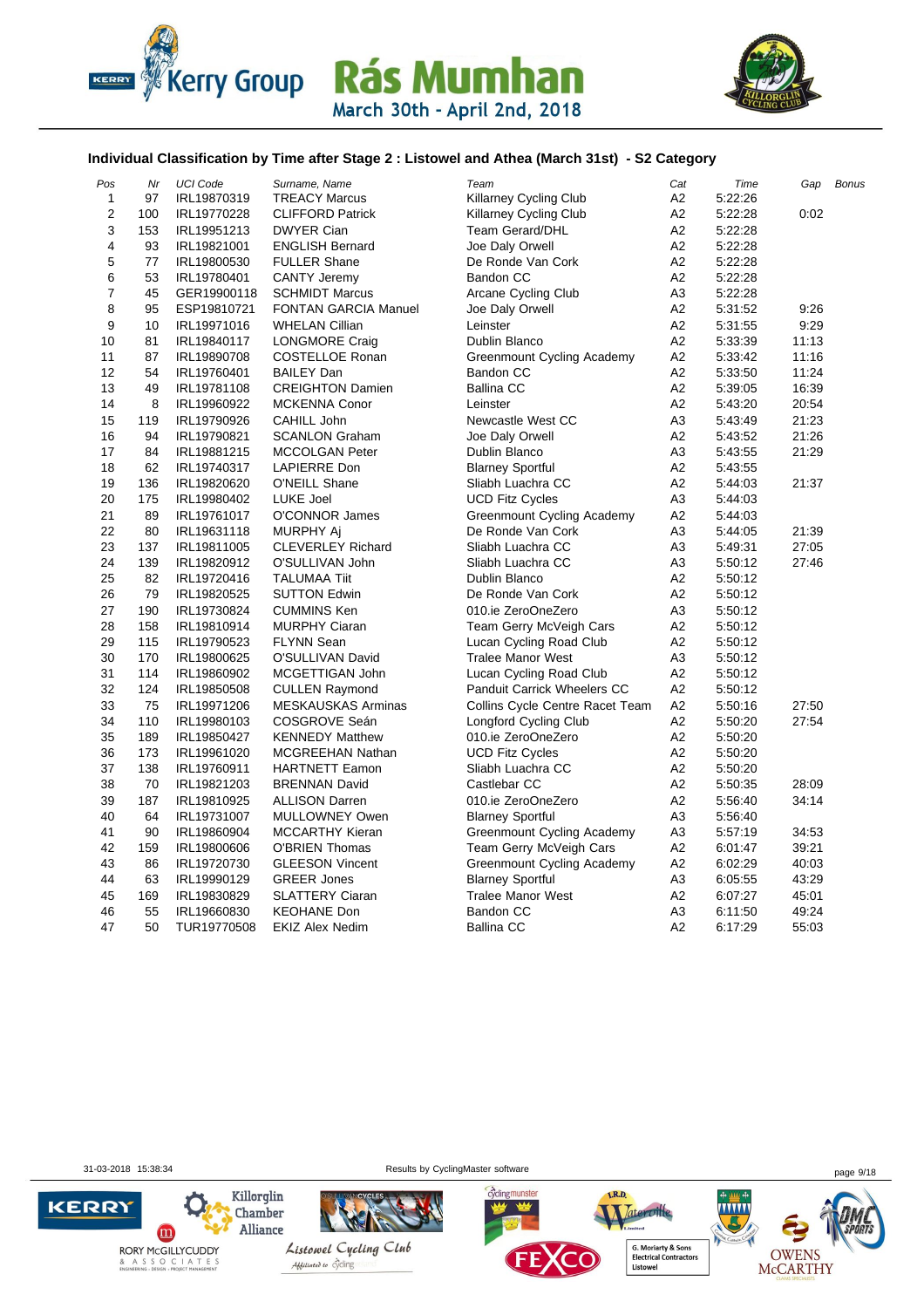# Kerry Group Rás Mumhan

March 30th - April 2nd, 2018

### Individual Classification by Time after Stage 2 : Listowel and Athea (March 31st) - S2 Category

| Pos | Nr | UCI Code | Surname, Name | Team | Cat | Time | Gap | Bonus |
|---|---|---|---|---|---|---|---|---|
| 1 | 97 | IRL19870319 | TREACY Marcus | Killarney Cycling Club | A2 | 5:22:26 | | |
| 2 | 100 | IRL19770228 | CLIFFORD Patrick | Killarney Cycling Club | A2 | 5:22:28 | 0:02 | |
| 3 | 153 | IRL19951213 | DWYER Cian | Team Gerard/DHL | A2 | 5:22:28 | | |
| 4 | 93 | IRL19821001 | ENGLISH Bernard | Joe Daly Orwell | A2 | 5:22:28 | | |
| 5 | 77 | IRL19800530 | FULLER Shane | De Ronde Van Cork | A2 | 5:22:28 | | |
| 6 | 53 | IRL19780401 | CANTY Jeremy | Bandon CC | A2 | 5:22:28 | | |
| 7 | 45 | GER19900118 | SCHMIDT Marcus | Arcane Cycling Club | A3 | 5:22:28 | | |
| 8 | 95 | ESP19810721 | FONTAN GARCIA Manuel | Joe Daly Orwell | A2 | 5:31:52 | 9:26 | |
| 9 | 10 | IRL19971016 | WHELAN Cillian | Leinster | A2 | 5:31:55 | 9:29 | |
| 10 | 81 | IRL19840117 | LONGMORE Craig | Dublin Blanco | A2 | 5:33:39 | 11:13 | |
| 11 | 87 | IRL19890708 | COSTELLOE Ronan | Greenmount Cycling Academy | A2 | 5:33:42 | 11:16 | |
| 12 | 54 | IRL19760401 | BAILEY Dan | Bandon CC | A2 | 5:33:50 | 11:24 | |
| 13 | 49 | IRL19781108 | CREIGHTON Damien | Ballina CC | A2 | 5:39:05 | 16:39 | |
| 14 | 8 | IRL19960922 | MCKENNA Conor | Leinster | A2 | 5:43:20 | 20:54 | |
| 15 | 119 | IRL19790926 | CAHILL John | Newcastle West CC | A3 | 5:43:49 | 21:23 | |
| 16 | 94 | IRL19790821 | SCANLON Graham | Joe Daly Orwell | A2 | 5:43:52 | 21:26 | |
| 17 | 84 | IRL19881215 | MCCOLGAN Peter | Dublin Blanco | A3 | 5:43:55 | 21:29 | |
| 18 | 62 | IRL19740317 | LAPIERRE Don | Blarney Sportful | A2 | 5:43:55 | | |
| 19 | 136 | IRL19820620 | O'NEILL Shane | Sliabh Luachra CC | A2 | 5:44:03 | 21:37 | |
| 20 | 175 | IRL19980402 | LUKE Joel | UCD Fitz Cycles | A3 | 5:44:03 | | |
| 21 | 89 | IRL19761017 | O'CONNOR James | Greenmount Cycling Academy | A2 | 5:44:03 | | |
| 22 | 80 | IRL19631118 | MURPHY Aj | De Ronde Van Cork | A3 | 5:44:05 | 21:39 | |
| 23 | 137 | IRL19811005 | CLEVERLEY Richard | Sliabh Luachra CC | A3 | 5:49:31 | 27:05 | |
| 24 | 139 | IRL19820912 | O'SULLIVAN John | Sliabh Luachra CC | A3 | 5:50:12 | 27:46 | |
| 25 | 82 | IRL19720416 | TALUMAA Tiit | Dublin Blanco | A2 | 5:50:12 | | |
| 26 | 79 | IRL19820525 | SUTTON Edwin | De Ronde Van Cork | A2 | 5:50:12 | | |
| 27 | 190 | IRL19730824 | CUMMINS Ken | 010.ie ZeroOneZero | A3 | 5:50:12 | | |
| 28 | 158 | IRL19810914 | MURPHY Ciaran | Team Gerry McVeigh Cars | A2 | 5:50:12 | | |
| 29 | 115 | IRL19790523 | FLYNN Sean | Lucan Cycling Road Club | A2 | 5:50:12 | | |
| 30 | 170 | IRL19800625 | O'SULLIVAN David | Tralee Manor West | A3 | 5:50:12 | | |
| 31 | 114 | IRL19860902 | MCGETTIGAN John | Lucan Cycling Road Club | A2 | 5:50:12 | | |
| 32 | 124 | IRL19850508 | CULLEN Raymond | Panduit Carrick Wheelers CC | A2 | 5:50:12 | | |
| 33 | 75 | IRL19971206 | MESKAUSKAS Arminas | Collins Cycle Centre Racet Team | A2 | 5:50:16 | 27:50 | |
| 34 | 110 | IRL19980103 | COSGROVE Seán | Longford Cycling Club | A2 | 5:50:20 | 27:54 | |
| 35 | 189 | IRL19850427 | KENNEDY Matthew | 010.ie ZeroOneZero | A2 | 5:50:20 | | |
| 36 | 173 | IRL19961020 | MCGREEHAN Nathan | UCD Fitz Cycles | A2 | 5:50:20 | | |
| 37 | 138 | IRL19760911 | HARTNETT Eamon | Sliabh Luachra CC | A2 | 5:50:20 | | |
| 38 | 70 | IRL19821203 | BRENNAN David | Castlebar CC | A2 | 5:50:35 | 28:09 | |
| 39 | 187 | IRL19810925 | ALLISON Darren | 010.ie ZeroOneZero | A2 | 5:56:40 | 34:14 | |
| 40 | 64 | IRL19731007 | MULLOWNEY Owen | Blarney Sportful | A3 | 5:56:40 | | |
| 41 | 90 | IRL19860904 | MCCARTHY Kieran | Greenmount Cycling Academy | A3 | 5:57:19 | 34:53 | |
| 42 | 159 | IRL19800606 | O'BRIEN Thomas | Team Gerry McVeigh Cars | A2 | 6:01:47 | 39:21 | |
| 43 | 86 | IRL19720730 | GLEESON Vincent | Greenmount Cycling Academy | A2 | 6:02:29 | 40:03 | |
| 44 | 63 | IRL19990129 | GREER Jones | Blarney Sportful | A3 | 6:05:55 | 43:29 | |
| 45 | 169 | IRL19830829 | SLATTERY Ciaran | Tralee Manor West | A2 | 6:07:27 | 45:01 | |
| 46 | 55 | IRL19660830 | KEOHANE Don | Bandon CC | A3 | 6:11:50 | 49:24 | |
| 47 | 50 | TUR19770508 | EKIZ Alex Nedim | Ballina CC | A2 | 6:17:29 | 55:03 | |

31-03-2018 15:38:34 Results by CyclingMaster software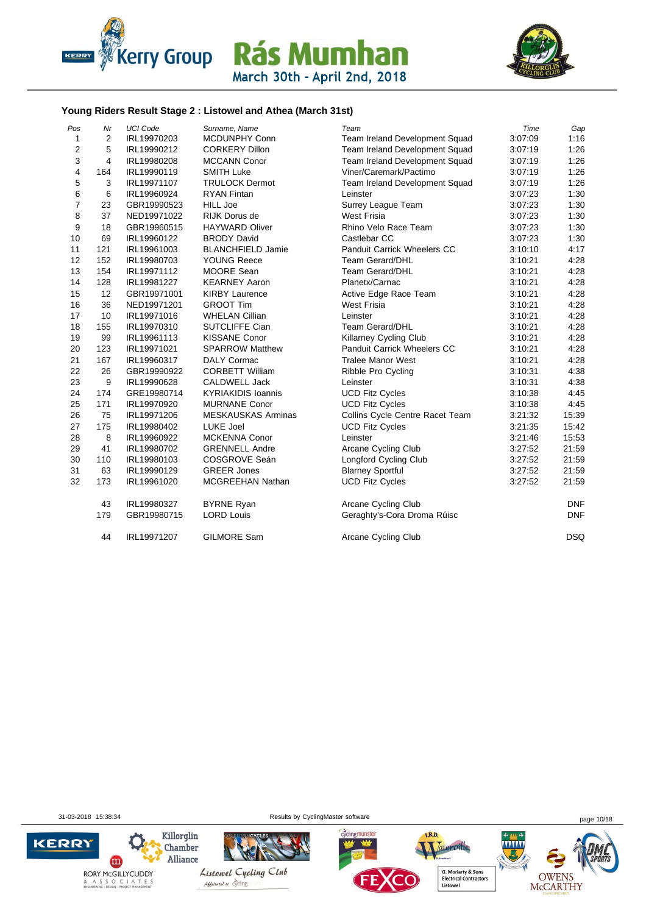## Young Riders Result Stage 2 : Listowel and Athea (March 31st)

| Pos | Nr | UCI Code | Surname, Name | Team | Time | Gap |
|---|---|---|---|---|---|---|
| 1 | 2 | IRL19970203 | MCDUNPHY Conn | Team Ireland Development Squad | 3:07:09 | 1:16 |
| 2 | 5 | IRL19990212 | CORKERY Dillon | Team Ireland Development Squad | 3:07:19 | 1:26 |
| 3 | 4 | IRL19980208 | MCCANN Conor | Team Ireland Development Squad | 3:07:19 | 1:26 |
| 4 | 164 | IRL19990119 | SMITH Luke | Viner/Caremark/Pactimo | 3:07:19 | 1:26 |
| 5 | 3 | IRL19971107 | TRULOCK Dermot | Team Ireland Development Squad | 3:07:19 | 1:26 |
| 6 | 6 | IRL19960924 | RYAN Fintan | Leinster | 3:07:23 | 1:30 |
| 7 | 23 | GBR19990523 | HILL Joe | Surrey League Team | 3:07:23 | 1:30 |
| 8 | 37 | NED19971022 | RIJK Dorus de | West Frisia | 3:07:23 | 1:30 |
| 9 | 18 | GBR19960515 | HAYWARD Oliver | Rhino Velo Race Team | 3:07:23 | 1:30 |
| 10 | 69 | IRL19960122 | BRODY David | Castlebar CC | 3:07:23 | 1:30 |
| 11 | 121 | IRL19961003 | BLANCHFIELD Jamie | Panduit Carrick Wheelers CC | 3:10:10 | 4:17 |
| 12 | 152 | IRL19980703 | YOUNG Reece | Team Gerard/DHL | 3:10:21 | 4:28 |
| 13 | 154 | IRL19971112 | MOORE Sean | Team Gerard/DHL | 3:10:21 | 4:28 |
| 14 | 128 | IRL19981227 | KEARNEY Aaron | Planetx/Carnac | 3:10:21 | 4:28 |
| 15 | 12 | GBR19971001 | KIRBY Laurence | Active Edge Race Team | 3:10:21 | 4:28 |
| 16 | 36 | NED19971201 | GROOT Tim | West Frisia | 3:10:21 | 4:28 |
| 17 | 10 | IRL19971016 | WHELAN Cillian | Leinster | 3:10:21 | 4:28 |
| 18 | 155 | IRL19970310 | SUTCLIFFE Cian | Team Gerard/DHL | 3:10:21 | 4:28 |
| 19 | 99 | IRL19961113 | KISSANE Conor | Killarney Cycling Club | 3:10:21 | 4:28 |
| 20 | 123 | IRL19971021 | SPARROW Matthew | Panduit Carrick Wheelers CC | 3:10:21 | 4:28 |
| 21 | 167 | IRL19960317 | DALY Cormac | Tralee Manor West | 3:10:21 | 4:28 |
| 22 | 26 | GBR19990922 | CORBETT William | Ribble Pro Cycling | 3:10:31 | 4:38 |
| 23 | 9 | IRL19990628 | CALDWELL Jack | Leinster | 3:10:31 | 4:38 |
| 24 | 174 | GRE19980714 | KYRIAKIDIS Ioannis | UCD Fitz Cycles | 3:10:38 | 4:45 |
| 25 | 171 | IRL19970920 | MURNANE Conor | UCD Fitz Cycles | 3:10:38 | 4:45 |
| 26 | 75 | IRL19971206 | MESKAUSKAS Arminas | Collins Cycle Centre Racet Team | 3:21:32 | 15:39 |
| 27 | 175 | IRL19980402 | LUKE Joel | UCD Fitz Cycles | 3:21:35 | 15:42 |
| 28 | 8 | IRL19960922 | MCKENNA Conor | Leinster | 3:21:46 | 15:53 |
| 29 | 41 | IRL19980702 | GRENNELL Andre | Arcane Cycling Club | 3:27:52 | 21:59 |
| 30 | 110 | IRL19980103 | COSGROVE Seán | Longford Cycling Club | 3:27:52 | 21:59 |
| 31 | 63 | IRL19990129 | GREER Jones | Blarney Sportful | 3:27:52 | 21:59 |
| 32 | 173 | IRL19961020 | MCGREEHAN Nathan | UCD Fitz Cycles | 3:27:52 | 21:59 |
| | 43 | IRL19980327 | BYRNE Ryan | Arcane Cycling Club | | DNF |
| | 179 | GBR19980715 | LORD Louis | Geraghty's-Cora Droma Rúisc | | DNF |
| | 44 | IRL19971207 | GILMORE Sam | Arcane Cycling Club | | DSQ |

31-03-2018 15:38:34 Results by CyclingMaster software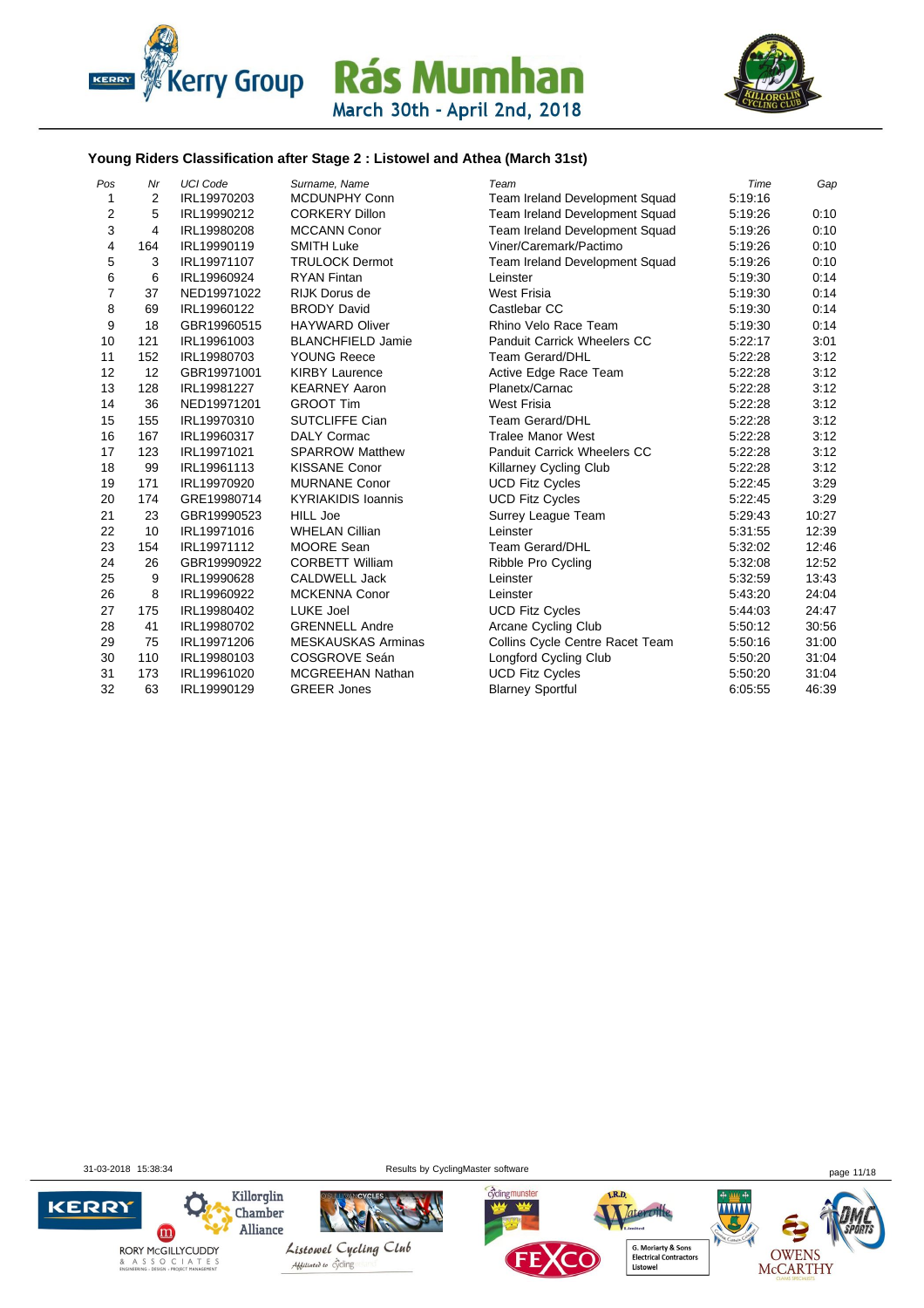### Young Riders Classification after Stage 2 : Listowel and Athea (March 31st)

| Pos | Nr | UCI Code | Surname, Name | Team | Time | Gap |
|---|---|---|---|---|---|---|
| 1 | 2 | IRL19970203 | MCDUNPHY Conn | Team Ireland Development Squad | 5:19:16 | |
| 2 | 5 | IRL19990212 | CORKERY Dillon | Team Ireland Development Squad | 5:19:26 | 0:10 |
| 3 | 4 | IRL19980208 | MCCANN Conor | Team Ireland Development Squad | 5:19:26 | 0:10 |
| 4 | 164 | IRL19990119 | SMITH Luke | Viner/Caremark/Pactimo | 5:19:26 | 0:10 |
| 5 | 3 | IRL19971107 | TRULOCK Dermot | Team Ireland Development Squad | 5:19:26 | 0:10 |
| 6 | 6 | IRL19960924 | RYAN Fintan | Leinster | 5:19:30 | 0:14 |
| 7 | 37 | NED19971022 | RIJK Dorus de | West Frisia | 5:19:30 | 0:14 |
| 8 | 69 | IRL19960122 | BRODY David | Castlebar CC | 5:19:30 | 0:14 |
| 9 | 18 | GBR19960515 | HAYWARD Oliver | Rhino Velo Race Team | 5:19:30 | 0:14 |
| 10 | 121 | IRL19961003 | BLANCHFIELD Jamie | Panduit Carrick Wheelers CC | 5:22:17 | 3:01 |
| 11 | 152 | IRL19980703 | YOUNG Reece | Team Gerard/DHL | 5:22:28 | 3:12 |
| 12 | 12 | GBR19971001 | KIRBY Laurence | Active Edge Race Team | 5:22:28 | 3:12 |
| 13 | 128 | IRL19981227 | KEARNEY Aaron | Planetx/Carnac | 5:22:28 | 3:12 |
| 14 | 36 | NED19971201 | GROOT Tim | West Frisia | 5:22:28 | 3:12 |
| 15 | 155 | IRL19970310 | SUTCLIFFE Cian | Team Gerard/DHL | 5:22:28 | 3:12 |
| 16 | 167 | IRL19960317 | DALY Cormac | Tralee Manor West | 5:22:28 | 3:12 |
| 17 | 123 | IRL19971021 | SPARROW Matthew | Panduit Carrick Wheelers CC | 5:22:28 | 3:12 |
| 18 | 99 | IRL19961113 | KISSANE Conor | Killarney Cycling Club | 5:22:28 | 3:12 |
| 19 | 171 | IRL19970920 | MURNANE Conor | UCD Fitz Cycles | 5:22:45 | 3:29 |
| 20 | 174 | GRE19980714 | KYRIAKIDIS Ioannis | UCD Fitz Cycles | 5:22:45 | 3:29 |
| 21 | 23 | GBR19990523 | HILL Joe | Surrey League Team | 5:29:43 | 10:27 |
| 22 | 10 | IRL19971016 | WHELAN Cillian | Leinster | 5:31:55 | 12:39 |
| 23 | 154 | IRL19971112 | MOORE Sean | Team Gerard/DHL | 5:32:02 | 12:46 |
| 24 | 26 | GBR19990922 | CORBETT William | Ribble Pro Cycling | 5:32:08 | 12:52 |
| 25 | 9 | IRL19990628 | CALDWELL Jack | Leinster | 5:32:59 | 13:43 |
| 26 | 8 | IRL19960927 | MCKENNA Conor | Leinster | 5:43:20 | 24:04 |
| 27 | 175 | IRL19980402 | LUKE Joel | UCD Fitz Cycles | 5:44:03 | 24:47 |
| 28 | 41 | IRL19980702 | GRENNELL Andre | Arcane Cycling Club | 5:50:12 | 30:56 |
| 29 | 75 | IRL19971206 | MESKAUSKAS Arminas | Collins Cycle Centre Racet Team | 5:50:16 | 31:00 |
| 30 | 110 | IRL19980103 | COSGROVE Seán | Longford Cycling Club | 5:50:20 | 31:04 |
| 31 | 173 | IRL19961020 | MCGREEHAN Nathan | UCD Fitz Cycles | 5:50:20 | 31:04 |
| 32 | 63 | IRL19990129 | GREER Jones | Blarney Sportful | 6:05:55 | 46:39 |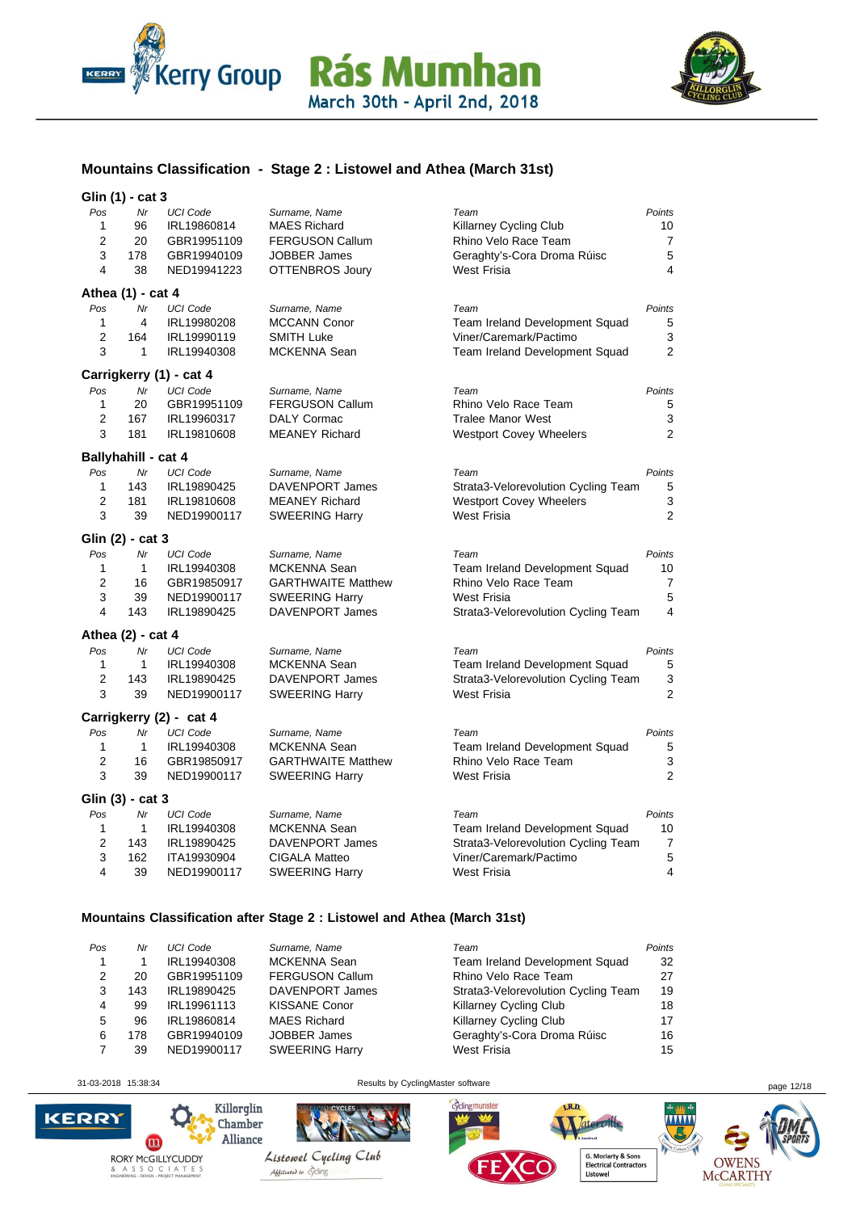# Rás Mumhan

March 30th - April 2nd, 2018

## Mountains Classification - Stage 2 : Listowel and Athea (March 31st)

### Glin (1) - cat 3

| Pos | Nr | UCI Code | Surname, Name | Team | Points |
|---|---|---|---|---|---|
| 1 | 96 | IRL19860814 | MAES Richard | Killarney Cycling Club | 10 |
| 2 | 20 | GBR19951109 | FERGUSON Callum | Rhino Velo Race Team | 7 |
| 3 | 178 | GBR19940109 | JOBBER James | Geraghty's-Cora Droma Rúisc | 5 |
| 4 | 38 | NED19941223 | OTTENBROS Joury | West Frisia | 4 |

### Athea (1) - cat 4

| Pos | Nr | UCI Code | Surname, Name | Team | Points |
|---|---|---|---|---|---|
| 1 | 4 | IRL19980208 | MCCANN Conor | Team Ireland Development Squad | 5 |
| 2 | 164 | IRL19990119 | SMITH Luke | Viner/Caremark/Pactimo | 3 |
| 3 | 1 | IRL19940308 | MCKENNA Sean | Team Ireland Development Squad | 2 |

### Carrigkerry (1) - cat 4

| Pos | Nr | UCI Code | Surname, Name | Team | Points |
|---|---|---|---|---|---|
| 1 | 20 | GBR19951109 | FERGUSON Callum | Rhino Velo Race Team | 5 |
| 2 | 167 | IRL19960317 | DALY Cormac | Tralee Manor West | 3 |
| 3 | 181 | IRL19810608 | MEANEY Richard | Westport Covey Wheelers | 2 |

### Ballyhahill - cat 4

| Pos | Nr | UCI Code | Surname, Name | Team | Points |
|---|---|---|---|---|---|
| 1 | 143 | IRL19890425 | DAVENPORT James | Strata3-Velorevolution Cycling Team | 5 |
| 2 | 181 | IRL19810608 | MEANEY Richard | Westport Covey Wheelers | 3 |
| 3 | 39 | NED19900117 | SWEERING Harry | West Frisia | 2 |

### Glin (2) - cat 3

| Pos | Nr | UCI Code | Surname, Name | Team | Points |
|---|---|---|---|---|---|
| 1 | 1 | IRL19940308 | MCKENNA Sean | Team Ireland Development Squad | 10 |
| 2 | 16 | GBR19850917 | GARTHWAITE Matthew | Rhino Velo Race Team | 7 |
| 3 | 39 | NED19900117 | SWEERING Harry | West Frisia | 5 |
| 4 | 143 | IRL19890425 | DAVENPORT James | Strata3-Velorevolution Cycling Team | 4 |

### Athea (2) - cat 4

| Pos | Nr | UCI Code | Surname, Name | Team | Points |
|---|---|---|---|---|---|
| 1 | 1 | IRL19940308 | MCKENNA Sean | Team Ireland Development Squad | 5 |
| 2 | 143 | IRL19890425 | DAVENPORT James | Strata3-Velorevolution Cycling Team | 3 |
| 3 | 39 | NED19900117 | SWEERING Harry | West Frisia | 2 |

### Carrigkerry (2) - cat 4

| Pos | Nr | UCI Code | Surname, Name | Team | Points |
|---|---|---|---|---|---|
| 1 | 1 | IRL19940308 | MCKENNA Sean | Team Ireland Development Squad | 5 |
| 2 | 16 | GBR19850917 | GARTHWAITE Matthew | Rhino Velo Race Team | 3 |
| 3 | 39 | NED19900117 | SWEERING Harry | West Frisia | 2 |

### Glin (3) - cat 3

| Pos | Nr | UCI Code | Surname, Name | Team | Points |
|---|---|---|---|---|---|
| 1 | 1 | IRL19940308 | MCKENNA Sean | Team Ireland Development Squad | 10 |
| 2 | 143 | IRL19890425 | DAVENPORT James | Strata3-Velorevolution Cycling Team | 7 |
| 3 | 162 | ITA19930904 | CIGALA Matteo | Viner/Caremark/Pactimo | 5 |
| 4 | 39 | NED19900117 | SWEERING Harry | West Frisia | 4 |

## Mountains Classification after Stage 2 : Listowel and Athea (March 31st)

| Pos | Nr | UCI Code | Surname, Name | Team | Points |
|---|---|---|---|---|---|
| 1 | 1 | IRL19940308 | MCKENNA Sean | Team Ireland Development Squad | 32 |
| 2 | 20 | GBR19951109 | FERGUSON Callum | Rhino Velo Race Team | 27 |
| 3 | 143 | IRL19890425 | DAVENPORT James | Strata3-Velorevolution Cycling Team | 19 |
| 4 | 99 | IRL19961113 | KISSANE Conor | Killarney Cycling Club | 18 |
| 5 | 96 | IRL19860814 | MAES Richard | Killarney Cycling Club | 17 |
| 6 | 178 | GBR19940109 | JOBBER James | Geraghty's-Cora Droma Rúisc | 16 |
| 7 | 39 | NED19900117 | SWEERING Harry | West Frisia | 15 |

31-03-2018 15:38:34 Results by CyclingMaster software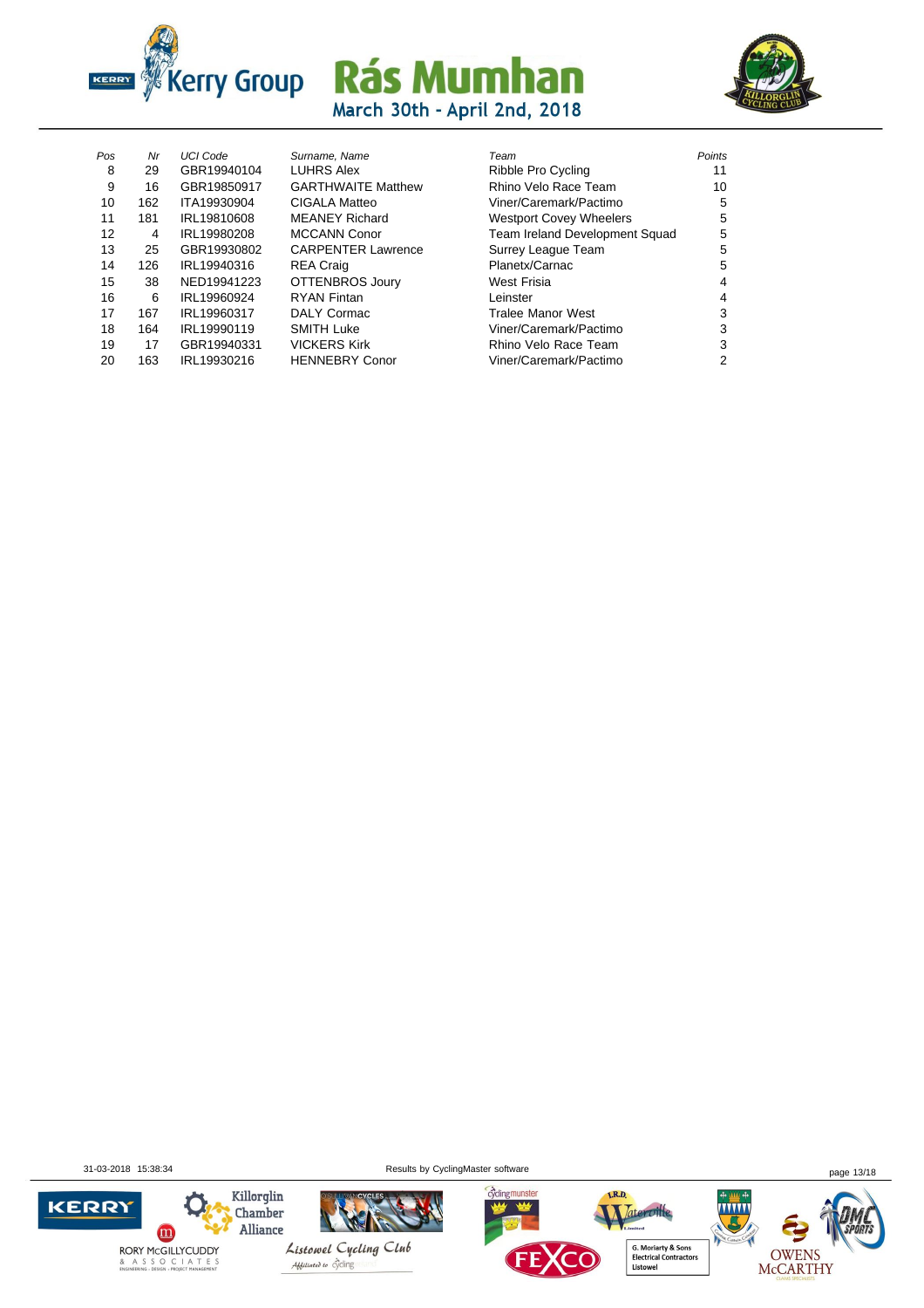# Rás Mumhan

March 30th - April 2nd, 2018

| Pos | Nr | UCI Code | Surname, Name | Team | Points |
|---|---|---|---|---|---|
| 8 | 29 | GBR19940104 | LUHRS Alex | Ribble Pro Cycling | 11 |
| 9 | 16 | GBR19850917 | GARTHWAITE Matthew | Rhino Velo Race Team | 10 |
| 10 | 162 | ITA19930904 | CIGALA Matteo | Viner/Caremark/Pactimo | 5 |
| 11 | 181 | IRL19810608 | MEANEY Richard | Westport Covey Wheelers | 5 |
| 12 | 4 | IRL19980208 | MCCANN Conor | Team Ireland Development Squad | 5 |
| 13 | 25 | GBR19930802 | CARPENTER Lawrence | Surrey League Team | 5 |
| 14 | 126 | IRL19940316 | REA Craig | Planetx/Carnac | 5 |
| 15 | 38 | NED19941223 | OTTENBROS Joury | West Frisia | 4 |
| 16 | 6 | IRL19960924 | RYAN Fintan | Leinster | 4 |
| 17 | 167 | IRL19960317 | DALY Cormac | Tralee Manor West | 3 |
| 18 | 164 | IRL19990119 | SMITH Luke | Viner/Caremark/Pactimo | 3 |
| 19 | 17 | GBR19940331 | VICKERS Kirk | Rhino Velo Race Team | 3 |
| 20 | 163 | IRL19930216 | HENNEBRY Conor | Viner/Caremark/Pactimo | 2 |

31-03-2018 15:38:34 Results by CyclingMaster software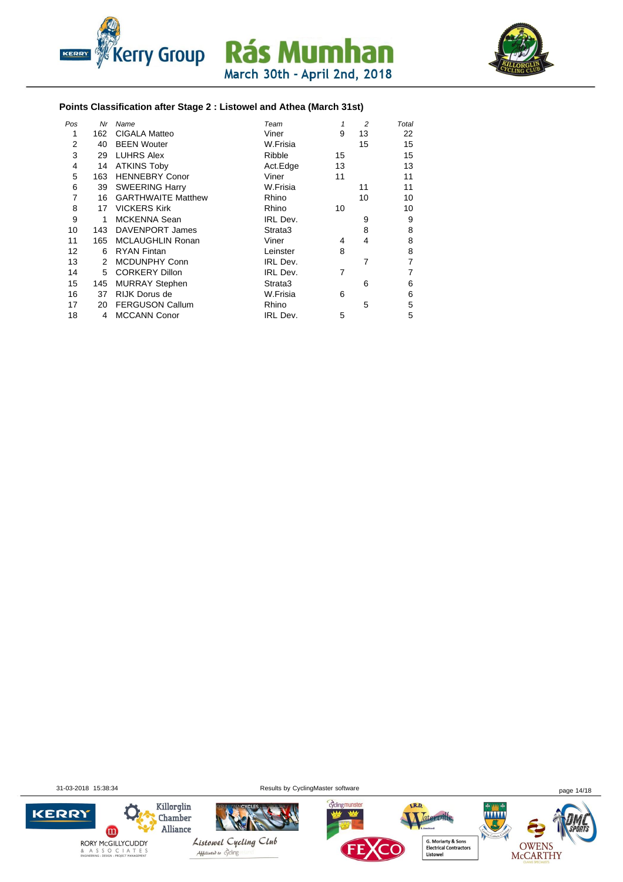## Points Classification after Stage 2 : Listowel and Athea (March 31st)

| Pos | Nr | Name | Team | 1 | 2 | Total |
|---|---|---|---|---|---|---|
| 1 | 162 | CIGALA Matteo | Viner | 9 | 13 | 22 |
| 2 | 40 | BEEN Wouter | W.Frisia | | 15 | 15 |
| 3 | 29 | LUHRS Alex | Ribble | 15 | | 15 |
| 4 | 14 | ATKINS Toby | Act.Edge | 13 | | 13 |
| 5 | 163 | HENNEBRY Conor | Viner | 11 | | 11 |
| 6 | 39 | SWEERING Harry | W.Frisia | | 11 | 11 |
| 7 | 16 | GARTHWAITE Matthew | Rhino | | 10 | 10 |
| 8 | 17 | VICKERS Kirk | Rhino | 10 | | 10 |
| 9 | 1 | MCKENNA Sean | IRL Dev. | | 9 | 9 |
| 10 | 143 | DAVENPORT James | Strata3 | | 8 | 8 |
| 11 | 165 | MCLAUGHLIN Ronan | Viner | 4 | 4 | 8 |
| 12 | 6 | RYAN Fintan | Leinster | 8 | | 8 |
| 13 | 2 | MCDUNPHY Conn | IRL Dev. | | 7 | 7 |
| 14 | 5 | CORKERY Dillon | IRL Dev. | 7 | | 7 |
| 15 | 145 | MURRAY Stephen | Strata3 | | 6 | 6 |
| 16 | 37 | RIJK Dorus de | W.Frisia | 6 | | 6 |
| 17 | 20 | FERGUSON Callum | Rhino | | 5 | 5 |
| 18 | 4 | MCCANN Conor | IRL Dev. | 5 | | 5 |

31-03-2018 15:38:34 Results by CyclingMaster software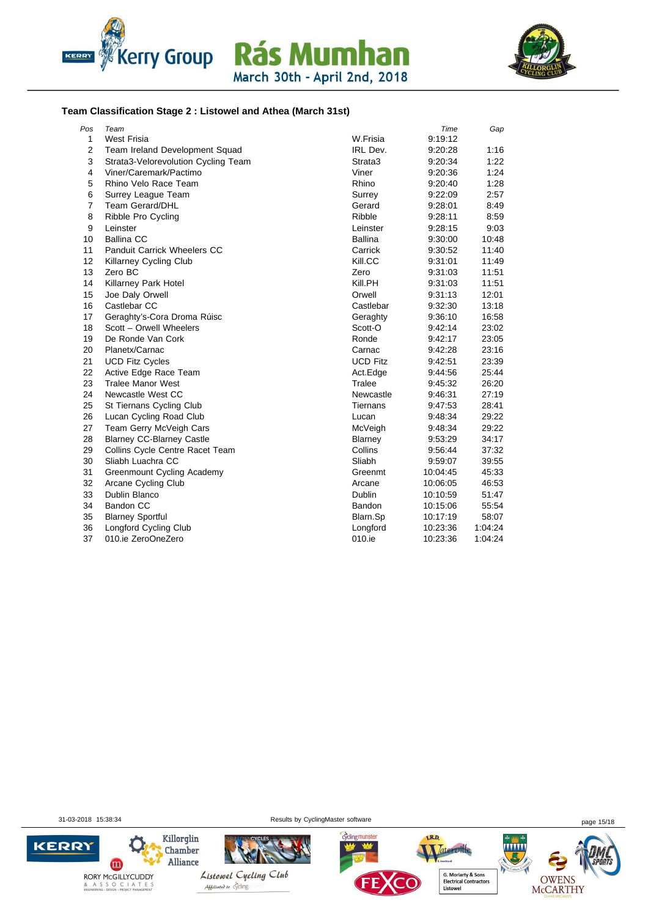# Rás Mumhan

March 30th - April 2nd, 2018

### Team Classification Stage 2 : Listowel and Athea (March 31st)

| Pos | Team | | Time | Gap |
|---|---|---|---|---|
| 1 | West Frisia | W.Frisia | 9:19:12 | |
| 2 | Team Ireland Development Squad | IRL Dev. | 9:20:28 | 1:16 |
| 3 | Strata3-Velorevolution Cycling Team | Strata3 | 9:20:34 | 1:22 |
| 4 | Viner/Caremark/Pactimo | Viner | 9:20:36 | 1:24 |
| 5 | Rhino Velo Race Team | Rhino | 9:20:40 | 1:28 |
| 6 | Surrey League Team | Surrey | 9:22:09 | 2:57 |
| 7 | Team Gerard/DHL | Gerard | 9:28:01 | 8:49 |
| 8 | Ribble Pro Cycling | Ribble | 9:28:11 | 8:59 |
| 9 | Leinster | Leinster | 9:28:15 | 9:03 |
| 10 | Ballina CC | Ballina | 9:30:00 | 10:48 |
| 11 | Panduit Carrick Wheelers CC | Carrick | 9:30:52 | 11:40 |
| 12 | Killarney Cycling Club | Kill.CC | 9:31:01 | 11:49 |
| 13 | Zero BC | Zero | 9:31:03 | 11:51 |
| 14 | Killarney Park Hotel | Kill.PH | 9:31:03 | 11:51 |
| 15 | Joe Daly Orwell | Orwell | 9:31:13 | 12:01 |
| 16 | Castlebar CC | Castlebar | 9:32:30 | 13:18 |
| 17 | Geraghty's-Cora Droma Rúisc | Geraghty | 9:36:10 | 16:58 |
| 18 | Scott – Orwell Wheelers | Scott-O | 9:42:14 | 23:02 |
| 19 | De Ronde Van Cork | Ronde | 9:42:17 | 23:05 |
| 20 | Planetx/Carnac | Carnac | 9:42:28 | 23:16 |
| 21 | UCD Fitz Cycles | UCD Fitz | 9:42:51 | 23:39 |
| 22 | Active Edge Race Team | Act.Edge | 9:44:56 | 25:44 |
| 23 | Tralee Manor West | Tralee | 9:45:32 | 26:20 |
| 24 | Newcastle West CC | Newcastle | 9:46:31 | 27:19 |
| 25 | St Tiernans Cycling Club | Tiernans | 9:47:53 | 28:41 |
| 26 | Lucan Cycling Road Club | Lucan | 9:48:34 | 29:22 |
| 27 | Team Gerry McVeigh Cars | McVeigh | 9:48:34 | 29:22 |
| 28 | Blarney CC-Blarney Castle | Blarney | 9:53:29 | 34:17 |
| 29 | Collins Cycle Centre Racet Team | Collins | 9:56:44 | 37:32 |
| 30 | Sliabh Luachra CC | Sliabh | 9:59:07 | 39:55 |
| 31 | Greenmount Cycling Academy | Greenmt | 10:04:45 | 45:33 |
| 32 | Arcane Cycling Club | Arcane | 10:06:05 | 46:53 |
| 33 | Dublin Blanco | Dublin | 10:10:59 | 51:47 |
| 34 | Bandon CC | Bandon | 10:15:06 | 55:54 |
| 35 | Blarney Sportful | Blarn.Sp | 10:17:19 | 58:07 |
| 36 | Longford Cycling Club | Longford | 10:23:36 | 1:04:24 |
| 37 | 010.ie ZeroOneZero | 010.ie | 10:23:36 | 1:04:24 |

31-03-2018 15:38:34 Results by CyclingMaster software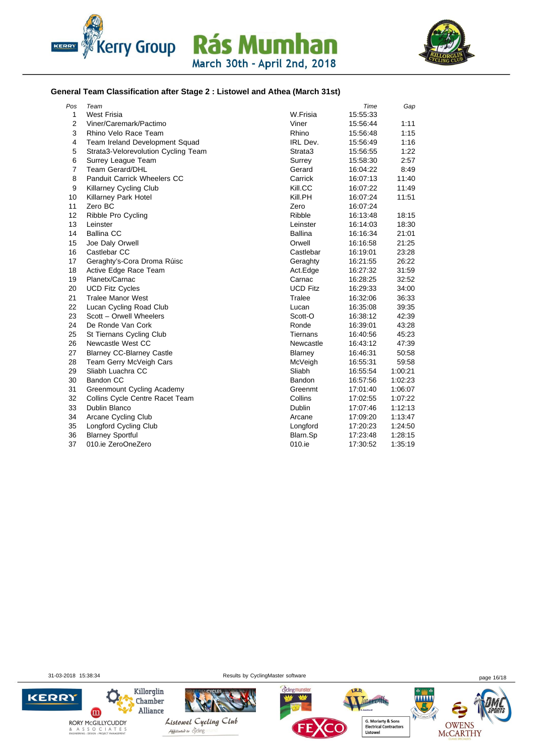Kerry Group Rás Mumhan
March 30th - April 2nd, 2018

## General Team Classification after Stage 2 : Listowel and Athea (March 31st)

| Pos | Team | | Time | Gap |
|---|---|---|---|---|
| 1 | West Frisia | W.Frisia | 15:55:33 | |
| 2 | Viner/Caremark/Pactimo | Viner | 15:56:44 | 1:11 |
| 3 | Rhino Velo Race Team | Rhino | 15:56:48 | 1:15 |
| 4 | Team Ireland Development Squad | IRL Dev. | 15:56:49 | 1:16 |
| 5 | Strata3-Velorevolution Cycling Team | Strata3 | 15:56:55 | 1:22 |
| 6 | Surrey League Team | Surrey | 15:58:30 | 2:57 |
| 7 | Team Gerard/DHL | Gerard | 16:04:22 | 8:49 |
| 8 | Panduit Carrick Wheelers CC | Carrick | 16:07:13 | 11:40 |
| 9 | Killarney Cycling Club | Kill.CC | 16:07:22 | 11:49 |
| 10 | Killarney Park Hotel | Kill.PH | 16:07:24 | 11:51 |
| 11 | Zero BC | Zero | 16:07:24 | |
| 12 | Ribble Pro Cycling | Ribble | 16:13:48 | 18:15 |
| 13 | Leinster | Leinster | 16:14:03 | 18:30 |
| 14 | Ballina CC | Ballina | 16:16:34 | 21:01 |
| 15 | Joe Daly Orwell | Orwell | 16:16:58 | 21:25 |
| 16 | Castlebar CC | Castlebar | 16:19:01 | 23:28 |
| 17 | Geraghty's-Cora Droma Rúisc | Geraghty | 16:21:55 | 26:22 |
| 18 | Active Edge Race Team | Act.Edge | 16:27:32 | 31:59 |
| 19 | Planetx/Carnac | Carnac | 16:28:25 | 32:52 |
| 20 | UCD Fitz Cycles | UCD Fitz | 16:29:33 | 34:00 |
| 21 | Tralee Manor West | Tralee | 16:32:06 | 36:33 |
| 22 | Lucan Cycling Road Club | Lucan | 16:35:08 | 39:35 |
| 23 | Scott – Orwell Wheelers | Scott-O | 16:38:12 | 42:39 |
| 24 | De Ronde Van Cork | Ronde | 16:39:01 | 43:28 |
| 25 | St Tiernans Cycling Club | Tiernans | 16:40:56 | 45:23 |
| 26 | Newcastle West CC | Newcastle | 16:43:12 | 47:39 |
| 27 | Blarney CC-Blarney Castle | Blarney | 16:46:31 | 50:58 |
| 28 | Team Gerry McVeigh Cars | McVeigh | 16:55:31 | 59:58 |
| 29 | Sliabh Luachra CC | Sliabh | 16:55:54 | 1:00:21 |
| 30 | Bandon CC | Bandon | 16:57:56 | 1:02:23 |
| 31 | Greenmount Cycling Academy | Greenmt | 17:01:40 | 1:06:07 |
| 32 | Collins Cycle Centre Racet Team | Collins | 17:02:55 | 1:07:22 |
| 33 | Dublin Blanco | Dublin | 17:07:46 | 1:12:13 |
| 34 | Arcane Cycling Club | Arcane | 17:09:20 | 1:13:47 |
| 35 | Longford Cycling Club | Longford | 17:20:23 | 1:24:50 |
| 36 | Blarney Sportful | Blarn.Sp | 17:23:48 | 1:28:15 |
| 37 | 010.ie ZeroOneZero | 010.ie | 17:30:52 | 1:35:19 |

31-03-2018 15:38:34 Results by CyclingMaster software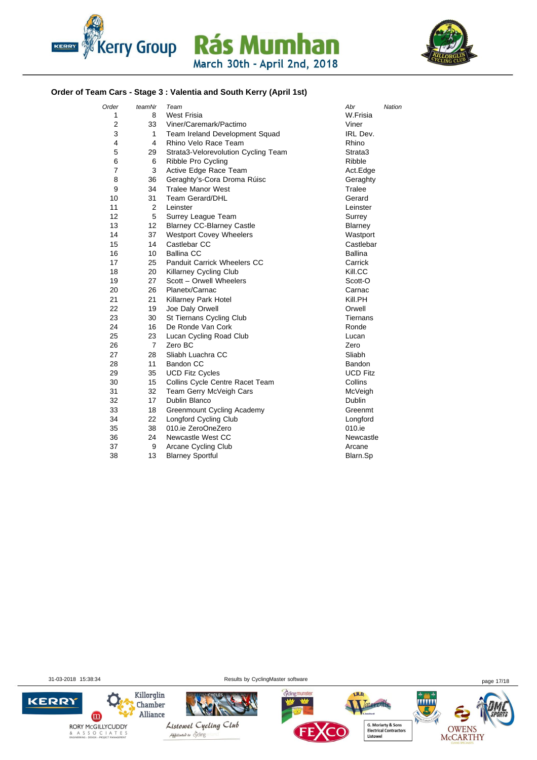Kerry Group Rás Mumhan

March 30th - April 2nd, 2018

### Order of Team Cars - Stage 3 : Valentia and South Kerry (April 1st)

| *Order* | *teamNr* | *Team* | *Abr* | *Nation* |
|---|---|---|---|---|
| 1 | 8 | West Frisia | W.Frisia | |
| 2 | 33 | Viner/Caremark/Pactimo | Viner | |
| 3 | 1 | Team Ireland Development Squad | IRL Dev. | |
| 4 | 4 | Rhino Velo Race Team | Rhino | |
| 5 | 29 | Strata3-Velorevolution Cycling Team | Strata3 | |
| 6 | 6 | Ribble Pro Cycling | Ribble | |
| 7 | 3 | Active Edge Race Team | Act.Edge | |
| 8 | 36 | Geraghty's-Cora Droma Rúisc | Geraghty | |
| 9 | 34 | Tralee Manor West | Tralee | |
| 10 | 31 | Team Gerard/DHL | Gerard | |
| 11 | 2 | Leinster | Leinster | |
| 12 | 5 | Surrey League Team | Surrey | |
| 13 | 12 | Blarney CC-Blarney Castle | Blarney | |
| 14 | 37 | Westport Covey Wheelers | Wastport | |
| 15 | 14 | Castlebar CC | Castlebar | |
| 16 | 10 | Ballina CC | Ballina | |
| 17 | 25 | Panduit Carrick Wheelers CC | Carrick | |
| 18 | 20 | Killarney Cycling Club | Kill.CC | |
| 19 | 27 | Scott – Orwell Wheelers | Scott-O | |
| 20 | 26 | Planetx/Carnac | Carnac | |
| 21 | 21 | Killarney Park Hotel | Kill.PH | |
| 22 | 19 | Joe Daly Orwell | Orwell | |
| 23 | 30 | St Tiernans Cycling Club | Tiernans | |
| 24 | 16 | De Ronde Van Cork | Ronde | |
| 25 | 23 | Lucan Cycling Road Club | Lucan | |
| 26 | 7 | Zero BC | Zero | |
| 27 | 28 | Sliabh Luachra CC | Sliabh | |
| 28 | 11 | Bandon CC | Bandon | |
| 29 | 35 | UCD Fitz Cycles | UCD Fitz | |
| 30 | 15 | Collins Cycle Centre Racet Team | Collins | |
| 31 | 32 | Team Gerry McVeigh Cars | McVeigh | |
| 32 | 17 | Dublin Blanco | Dublin | |
| 33 | 18 | Greenmount Cycling Academy | Greenmt | |
| 34 | 22 | Longford Cycling Club | Longford | |
| 35 | 38 | 010.ie ZeroOneZero | 010.ie | |
| 36 | 24 | Newcastle West CC | Newcastle | |
| 37 | 9 | Arcane Cycling Club | Arcane | |
| 38 | 13 | Blarney Sportful | Blarn.Sp | |

31-03-2018 15:38:34 Results by CyclingMaster software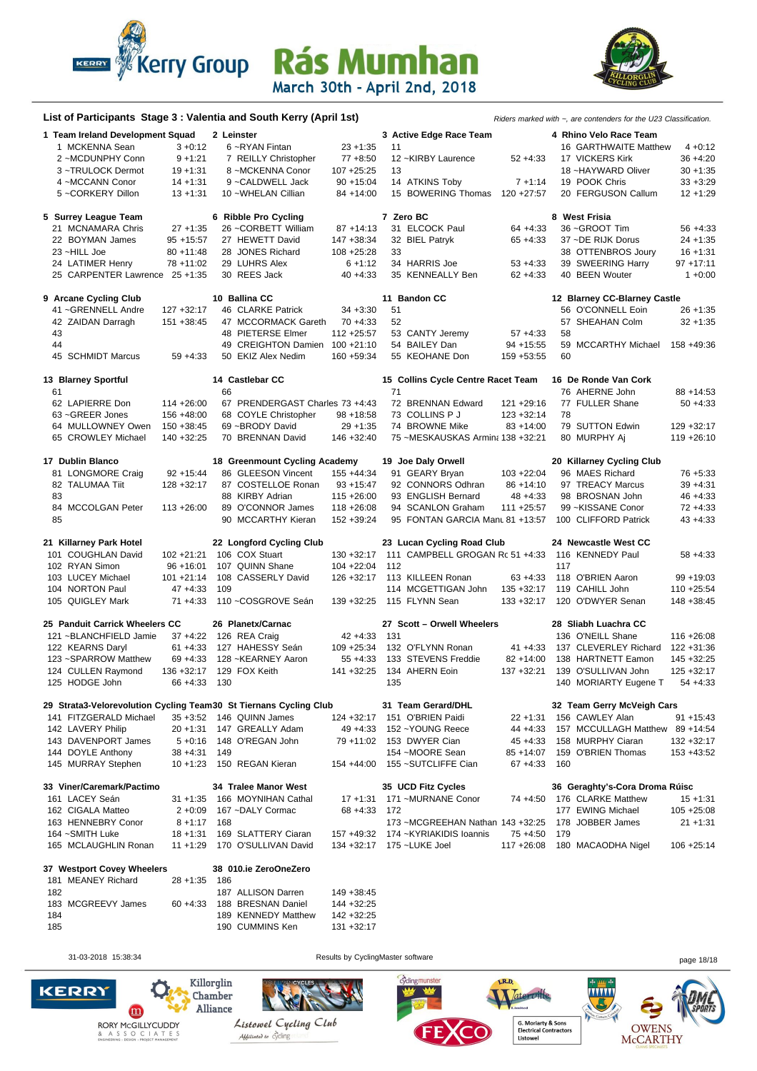# Kerry Group Rás Mumhan

March 30th - April 2nd, 2018

## List of Participants Stage 3 : Valentia and South Kerry (April 1st)

*Riders marked with ~, are contenders for the U23 Classification.*

**1 Team Ireland Development Squad**
- 1 MCKENNA Sean 3 +0:12
- 2 ~MCDUNPHY Conn 9 +1:21
- 3 ~TRULOCK Dermot 19 +1:31
- 4 ~MCCANN Conor 14 +1:31
- 5 ~CORKERY Dillon 13 +1:31

**2 Leinster**
- 6 ~RYAN Fintan 23 +1:35
- 7 REILLY Christopher 77 +8:50
- 8 ~MCKENNA Conor 107 +25:25
- 9 ~CALDWELL Jack 90 +15:04
- 10 ~WHELAN Cillian 84 +14:00

**3 Active Edge Race Team**
- 11
- 12 ~KIRBY Laurence 52 +4:33
- 13
- 14 ATKINS Toby 7 +1:14
- 15 BOWERING Thomas 120 +27:57

**4 Rhino Velo Race Team**
- 16 GARTHWAITE Matthew 4 +0:12
- 17 VICKERS Kirk 36 +4:20
- 18 ~HAYWARD Oliver 30 +1:35
- 19 POOK Chris 33 +3:29
- 20 FERGUSON Callum 12 +1:29

**5 Surrey League Team**
- 21 MCNAMARA Chris 27 +1:35
- 22 BOYMAN James 95 +15:57
- 23 ~HILL Joe 80 +11:48
- 24 LATIMER Henry 78 +11:02
- 25 CARPENTER Lawrence 25 +1:35

**6 Ribble Pro Cycling**
- 26 ~CORBETT William 87 +14:13
- 27 HEWETT David 147 +38:34
- 28 JONES Richard 108 +25:28
- 29 LUHRS Alex 6 +1:12
- 30 REES Jack 40 +4:33

**7 Zero BC**
- 31 ELCOCK Paul 64 +4:33
- 32 BIEL Patryk 65 +4:33
- 33
- 34 HARRIS Joe 53 +4:33
- 35 KENNEALLY Ben 62 +4:33

**8 West Frisia**
- 36 ~GROOT Tim 56 +4:33
- 37 ~DE RIJK Dorus 24 +1:35
- 38 OTTENBROS Joury 16 +1:31
- 39 SWEERING Harry 97 +17:11
- 40 BEEN Wouter 1 +0:00

**9 Arcane Cycling Club**
- 41 ~GRENNELL Andre 127 +32:17
- 42 ZAIDAN Darragh 151 +38:45
- 43
- 44
- 45 SCHMIDT Marcus 59 +4:33

**10 Ballina CC**
- 46 CLARKE Patrick 34 +3:30
- 47 MCCORMACK Gareth 70 +4:33
- 48 PIETERSE Elmer 112 +25:57
- 49 CREIGHTON Damien 100 +21:10
- 50 EKIZ Alex Nedim 160 +59:34

**11 Bandon CC**
- 51
- 52
- 53 CANTY Jeremy 57 +4:33
- 54 BAILEY Dan 94 +15:55
- 55 KEOHANE Don 159 +53:55

**12 Blarney CC-Blarney Castle**
- 56 O'CONNELL Eoin 26 +1:35
- 57 SHEAHAN Colm 32 +1:35
- 58
- 59 MCCARTHY Michael 158 +49:36
- 60

**13 Blarney Sportful**
- 61
- 62 LAPIERRE Don 114 +26:00
- 63 ~GREER Jones 156 +48:00
- 64 MULLOWNEY Owen 150 +38:45
- 65 CROWLEY Michael 140 +32:25

**14 Castlebar CC**
- 66
- 67 PRENDERGAST Charles 73 +4:43
- 68 COYLE Christopher 98 +18:58
- 69 ~BRODY David 29 +1:35
- 70 BRENNAN David 146 +32:40

**15 Collins Cycle Centre Racet Team**
- 71
- 72 BRENNAN Edward 121 +29:16
- 73 COLLINS P J 123 +32:14
- 74 BROWNE Mike 83 +14:00
- 75 ~MESKAUSKAS Armin 138 +32:21

**16 De Ronde Van Cork**
- 76 AHERNE John 88 +14:53
- 77 FULLER Shane 50 +4:33
- 78
- 79 SUTTON Edwin 129 +32:17
- 80 MURPHY Aj 119 +26:10

**17 Dublin Blanco**
- 81 LONGMORE Craig 92 +15:44
- 82 TALUMAA Tiit 128 +32:17
- 83
- 84 MCCOLGAN Peter 113 +26:00
- 85

**18 Greenmount Cycling Academy**
- 86 GLEESON Vincent 155 +44:34
- 87 COSTELLOE Ronan 93 +15:47
- 88 KIRBY Adrian 115 +26:00
- 89 O'CONNOR James 118 +26:08
- 90 MCCARTHY Kieran 152 +39:24

**19 Joe Daly Orwell**
- 91 GEARY Bryan 103 +22:04
- 92 CORMICAN Odhran 86 +14:10
- 93 ENGLISH Bernard 48 +4:33
- 94 SCANLON Graham 111 +25:57
- 95 FONTAN GARCIA Manu 81 +13:57

**20 Killarney Cycling Club**
- 96 MAES Richard 76 +5:33
- 97 TREACY Marcus 39 +4:31
- 98 BROSNAN John 46 +4:33
- 99 ~KISSANE Conor 72 +4:33
- 100 CLIFFORD Patrick 43 +4:33

**21 Killarney Park Hotel**
- 101 COUGHLAN David 102 +21:21
- 102 RYAN Simon 96 +16:01
- 103 LUCEY Michael 101 +21:14
- 104 NORTON Paul 47 +4:33
- 105 QUIGLEY Mark 71 +4:33

**22 Longford Cycling Club**
- 106 COX Stuart 130 +32:17
- 107 QUINN Shane 104 +22:04
- 108 CASSERLY David 126 +32:17
- 109
- 110 ~COSGROVE Seán 139 +32:25

**23 Lucan Cycling Road Club**
- 111 CAMPBELL GROGAN Rc 51 +4:33
- 112
- 113 KILLEEN Ronan 63 +4:33
- 114 MCGETTIGAN John 135 +32:17
- 115 FLYNN Sean 133 +32:17

**24 Newcastle West CC**
- 116 KENNEDY Paul 58 +4:33
- 117
- 118 O'BRIEN Aaron 99 +19:03
- 119 CAHILL John 110 +25:54
- 120 O'DWYER Senan 148 +38:45

**25 Panduit Carrick Wheelers CC**
- 121 ~BLANCHFIELD Jamie 37 +4:22
- 122 KEARNS Daryl 61 +4:33
- 123 ~SPARROW Matthew 69 +4:33
- 124 CULLEN Raymond 136 +32:17
- 125 HODGE John 66 +4:33

**26 Planetx/Carnac**
- 126 REA Craig 42 +4:33
- 127 HAHESSY Seán 109 +25:34
- 128 ~KEARNEY Aaron 55 +4:33
- 129 FOX Keith 141 +32:25
- 130

**27 Scott – Orwell Wheelers**
- 131
- 132 O'FLYNN Ronan 41 +4:33
- 133 STEVENS Freddie 82 +14:00
- 134 AHERN Eoin 137 +32:21
- 135

**28 Sliabh Luachra CC**
- 136 O'NEILL Shane 116 +26:08
- 137 CLEVERLEY Richard 122 +31:36
- 138 HARTNETT Eamon 145 +32:25
- 139 O'SULLIVAN John 125 +32:17
- 140 MORIARTY Eugene T 54 +4:33

**29 Strata3-Velorevolution Cycling Team**
- 141 FITZGERALD Michael 35 +3:52
- 142 LAVERY Philip 20 +1:31
- 143 DAVENPORT James 5 +0:16
- 144 DOYLE Anthony 38 +4:31
- 145 MURRAY Stephen 10 +1:23

**30 St Tiernans Cycling Club**
- 146 QUINN James 124 +32:17
- 147 GREALLY Adam 49 +4:33
- 148 O'REGAN John 79 +11:02
- 149
- 150 REGAN Kieran 154 +44:00

**31 Team Gerard/DHL**
- 151 O'BRIEN Paidi 22 +1:31
- 152 ~YOUNG Reece 44 +4:33
- 153 DWYER Cian 45 +4:33
- 154 ~MOORE Sean 85 +14:07
- 155 ~SUTCLIFFE Cian 67 +4:33

**32 Team Gerry McVeigh Cars**
- 156 CAWLEY Alan 91 +15:43
- 157 MCCULLAGH Matthew 89 +14:54
- 158 MURPHY Ciaran 132 +32:17
- 159 O'BRIEN Thomas 153 +43:52
- 160

**33 Viner/Caremark/Pactimo**
- 161 LACEY Seán 31 +1:35
- 162 CIGALA Matteo 2 +0:09
- 163 HENNEBRY Conor 8 +1:17
- 164 ~SMITH Luke 18 +1:31
- 165 MCLAUGHLIN Ronan 11 +1:29

**34 Tralee Manor West**
- 166 MOYNIHAN Cathal 17 +1:31
- 167 ~DALY Cormac 68 +4:33
- 168
- 169 SLATTERY Ciaran 157 +49:32
- 170 O'SULLIVAN David 134 +32:17

**35 UCD Fitz Cycles**
- 171 ~MURNANE Conor 74 +4:50
- 172
- 173 ~MCGREEHAN Nathan 143 +32:25
- 174 ~KYRIAKIDIS Ioannis 75 +4:50
- 175 ~LUKE Joel 117 +26:08

**36 Geraghty's-Cora Droma Rúisc**
- 176 CLARKE Matthew 15 +1:31
- 177 EWING Michael 105 +25:08
- 178 JOBBER James 21 +1:31
- 179
- 180 MACAODHA Nigel 106 +25:14

**37 Westport Covey Wheelers**
- 181 MEANEY Richard 28 +1:35
- 182
- 183 MCGREEVY James 60 +4:33
- 184
- 185

**38 010.ie ZeroOneZero**
- 186
- 187 ALLISON Darren 149 +38:45
- 188 BRESNAN Daniel 144 +32:25
- 189 KENNEDY Matthew 142 +32:25
- 190 CUMMINS Ken 131 +32:17

31-03-2018 15:38:34 Results by CyclingMaster software